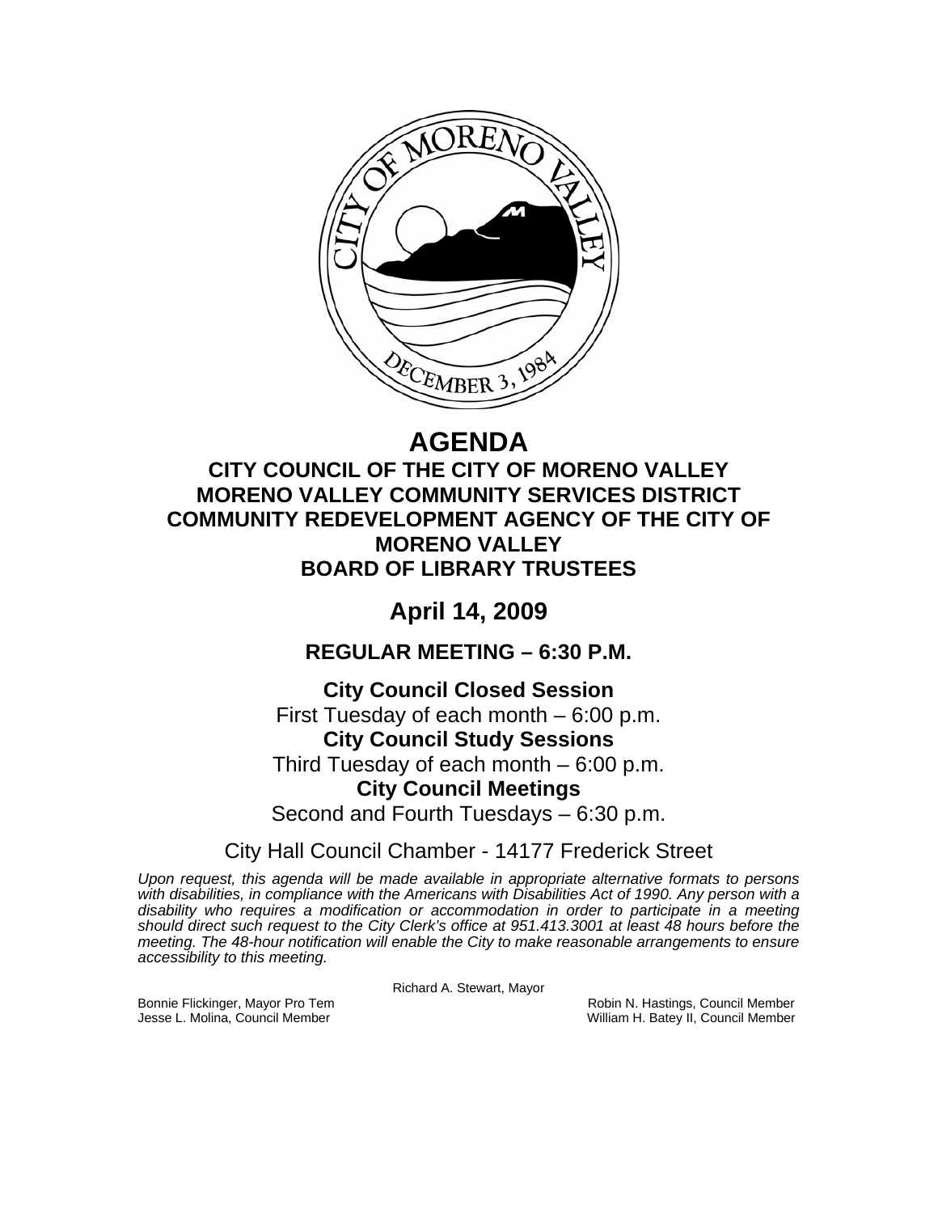# AGENDA

## CITY COUNCIL OF THE CITY OF MORENO VALLEY
## MORENO VALLEY COMMUNITY SERVICES DISTRICT
## COMMUNITY REDEVELOPMENT AGENCY OF THE CITY OF MORENO VALLEY
## BOARD OF LIBRARY TRUSTEES

## April 14, 2009

### REGULAR MEETING – 6:30 P.M.

**City Council Closed Session**
First Tuesday of each month – 6:00 p.m.

**City Council Study Sessions**
Third Tuesday of each month – 6:00 p.m.

**City Council Meetings**
Second and Fourth Tuesdays – 6:30 p.m.

City Hall Council Chamber - 14177 Frederick Street

*Upon request, this agenda will be made available in appropriate alternative formats to persons with disabilities, in compliance with the Americans with Disabilities Act of 1990. Any person with a disability who requires a modification or accommodation in order to participate in a meeting should direct such request to the City Clerk's office at 951.413.3001 at least 48 hours before the meeting. The 48-hour notification will enable the City to make reasonable arrangements to ensure accessibility to this meeting.*

Richard A. Stewart, Mayor

Bonnie Flickinger, Mayor Pro Tem
Jesse L. Molina, Council Member
Robin N. Hastings, Council Member
William H. Batey II, Council Member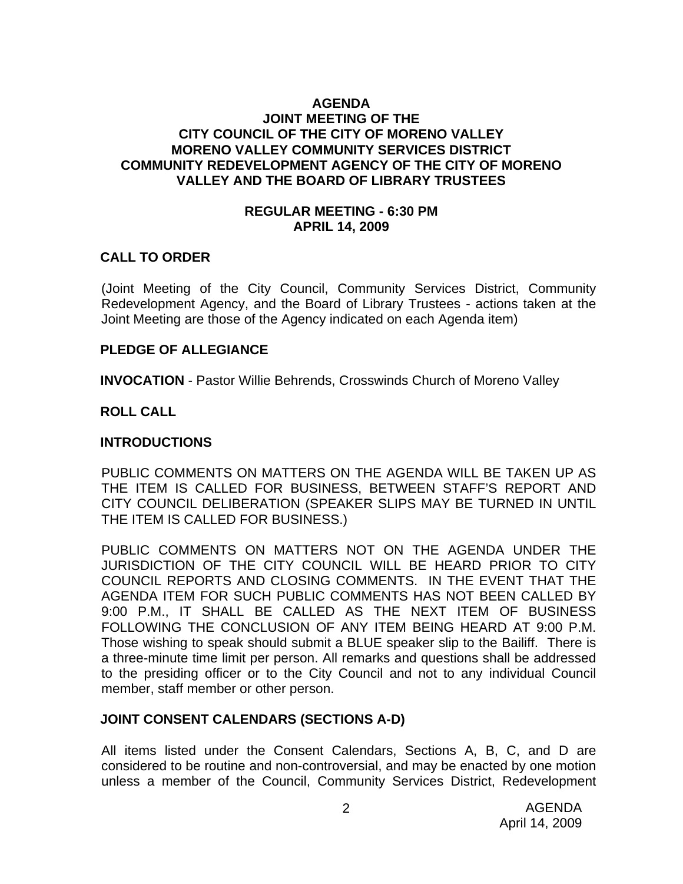**AGENDA**
**JOINT MEETING OF THE**
**CITY COUNCIL OF THE CITY OF MORENO VALLEY**
**MORENO VALLEY COMMUNITY SERVICES DISTRICT**
**COMMUNITY REDEVELOPMENT AGENCY OF THE CITY OF MORENO VALLEY AND THE BOARD OF LIBRARY TRUSTEES**

**REGULAR MEETING - 6:30 PM**
**APRIL 14, 2009**

## CALL TO ORDER

(Joint Meeting of the City Council, Community Services District, Community Redevelopment Agency, and the Board of Library Trustees - actions taken at the Joint Meeting are those of the Agency indicated on each Agenda item)

## PLEDGE OF ALLEGIANCE

**INVOCATION** - Pastor Willie Behrends, Crosswinds Church of Moreno Valley

## ROLL CALL

## INTRODUCTIONS

PUBLIC COMMENTS ON MATTERS ON THE AGENDA WILL BE TAKEN UP AS THE ITEM IS CALLED FOR BUSINESS, BETWEEN STAFF'S REPORT AND CITY COUNCIL DELIBERATION (SPEAKER SLIPS MAY BE TURNED IN UNTIL THE ITEM IS CALLED FOR BUSINESS.)

PUBLIC COMMENTS ON MATTERS NOT ON THE AGENDA UNDER THE JURISDICTION OF THE CITY COUNCIL WILL BE HEARD PRIOR TO CITY COUNCIL REPORTS AND CLOSING COMMENTS. IN THE EVENT THAT THE AGENDA ITEM FOR SUCH PUBLIC COMMENTS HAS NOT BEEN CALLED BY 9:00 P.M., IT SHALL BE CALLED AS THE NEXT ITEM OF BUSINESS FOLLOWING THE CONCLUSION OF ANY ITEM BEING HEARD AT 9:00 P.M. Those wishing to speak should submit a BLUE speaker slip to the Bailiff. There is a three-minute time limit per person. All remarks and questions shall be addressed to the presiding officer or to the City Council and not to any individual Council member, staff member or other person.

## JOINT CONSENT CALENDARS (SECTIONS A-D)

All items listed under the Consent Calendars, Sections A, B, C, and D are considered to be routine and non-controversial, and may be enacted by one motion unless a member of the Council, Community Services District, Redevelopment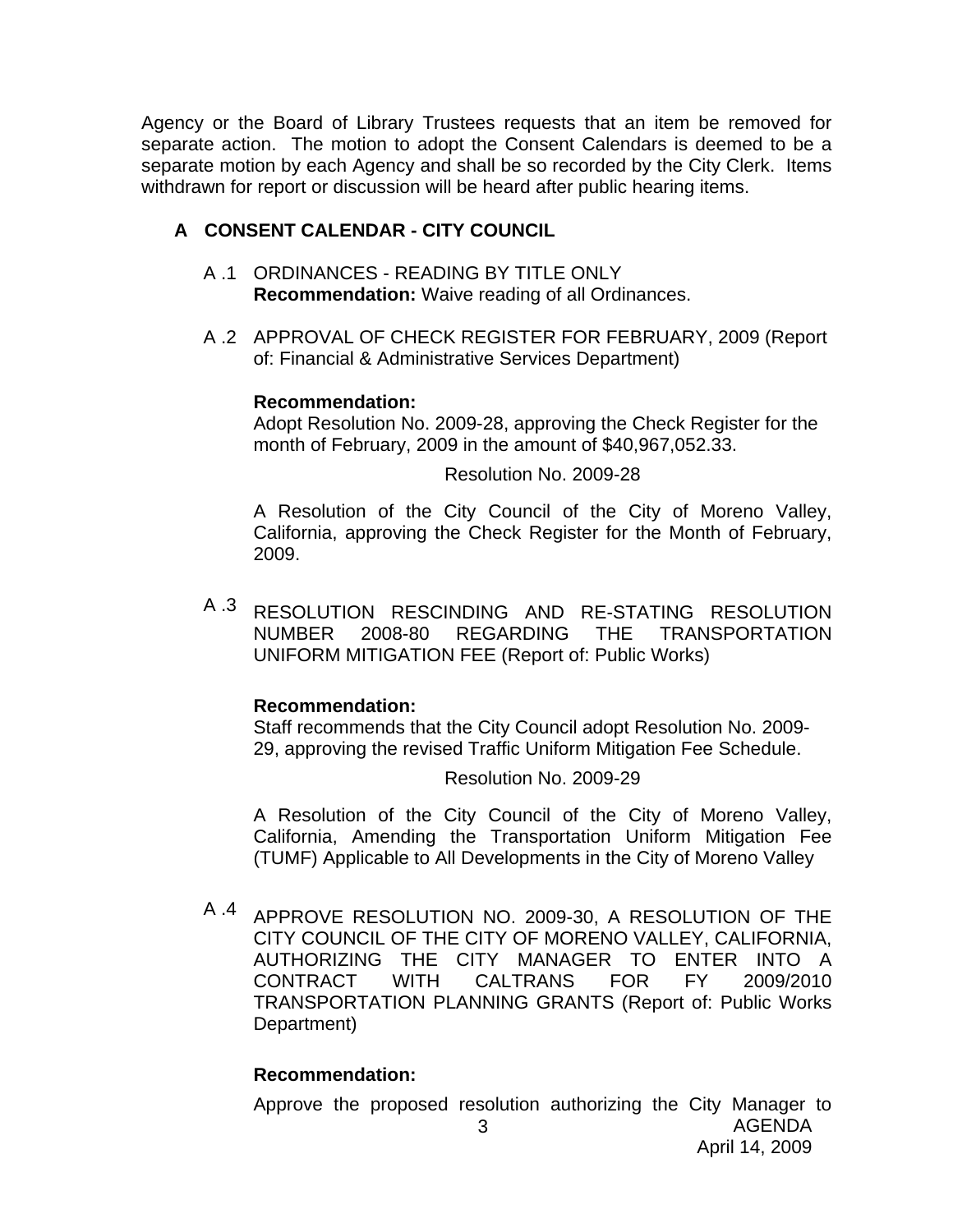Agency or the Board of Library Trustees requests that an item be removed for separate action. The motion to adopt the Consent Calendars is deemed to be a separate motion by each Agency and shall be so recorded by the City Clerk. Items withdrawn for report or discussion will be heard after public hearing items.

## A CONSENT CALENDAR - CITY COUNCIL

A .1 ORDINANCES - READING BY TITLE ONLY
**Recommendation:** Waive reading of all Ordinances.

A .2 APPROVAL OF CHECK REGISTER FOR FEBRUARY, 2009 (Report of: Financial & Administrative Services Department)

**Recommendation:**
Adopt Resolution No. 2009-28, approving the Check Register for the month of February, 2009 in the amount of $40,967,052.33.

Resolution No. 2009-28

A Resolution of the City Council of the City of Moreno Valley, California, approving the Check Register for the Month of February, 2009.

A .3 RESOLUTION RESCINDING AND RE-STATING RESOLUTION NUMBER 2008-80 REGARDING THE TRANSPORTATION UNIFORM MITIGATION FEE (Report of: Public Works)

**Recommendation:**
Staff recommends that the City Council adopt Resolution No. 2009-29, approving the revised Traffic Uniform Mitigation Fee Schedule.

Resolution No. 2009-29

A Resolution of the City Council of the City of Moreno Valley, California, Amending the Transportation Uniform Mitigation Fee (TUMF) Applicable to All Developments in the City of Moreno Valley

A .4 APPROVE RESOLUTION NO. 2009-30, A RESOLUTION OF THE CITY COUNCIL OF THE CITY OF MORENO VALLEY, CALIFORNIA, AUTHORIZING THE CITY MANAGER TO ENTER INTO A CONTRACT WITH CALTRANS FOR FY 2009/2010 TRANSPORTATION PLANNING GRANTS (Report of: Public Works Department)

**Recommendation:**

Approve the proposed resolution authorizing the City Manager to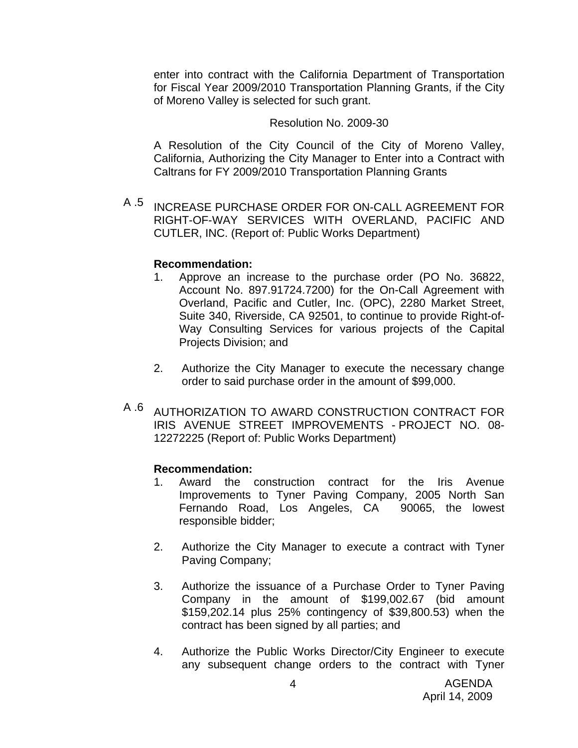enter into contract with the California Department of Transportation for Fiscal Year 2009/2010 Transportation Planning Grants, if the City of Moreno Valley is selected for such grant.

Resolution No. 2009-30

A Resolution of the City Council of the City of Moreno Valley, California, Authorizing the City Manager to Enter into a Contract with Caltrans for FY 2009/2010 Transportation Planning Grants

A .5 INCREASE PURCHASE ORDER FOR ON-CALL AGREEMENT FOR RIGHT-OF-WAY SERVICES WITH OVERLAND, PACIFIC AND CUTLER, INC. (Report of: Public Works Department)

**Recommendation:**

1. Approve an increase to the purchase order (PO No. 36822, Account No. 897.91724.7200) for the On-Call Agreement with Overland, Pacific and Cutler, Inc. (OPC), 2280 Market Street, Suite 340, Riverside, CA 92501, to continue to provide Right-of-Way Consulting Services for various projects of the Capital Projects Division; and

2. Authorize the City Manager to execute the necessary change order to said purchase order in the amount of $99,000.

A .6 AUTHORIZATION TO AWARD CONSTRUCTION CONTRACT FOR IRIS AVENUE STREET IMPROVEMENTS - PROJECT NO. 08-12272225 (Report of: Public Works Department)

**Recommendation:**

1. Award the construction contract for the Iris Avenue Improvements to Tyner Paving Company, 2005 North San Fernando Road, Los Angeles, CA 90065, the lowest responsible bidder;

2. Authorize the City Manager to execute a contract with Tyner Paving Company;

3. Authorize the issuance of a Purchase Order to Tyner Paving Company in the amount of $199,002.67 (bid amount $159,202.14 plus 25% contingency of $39,800.53) when the contract has been signed by all parties; and

4. Authorize the Public Works Director/City Engineer to execute any subsequent change orders to the contract with Tyner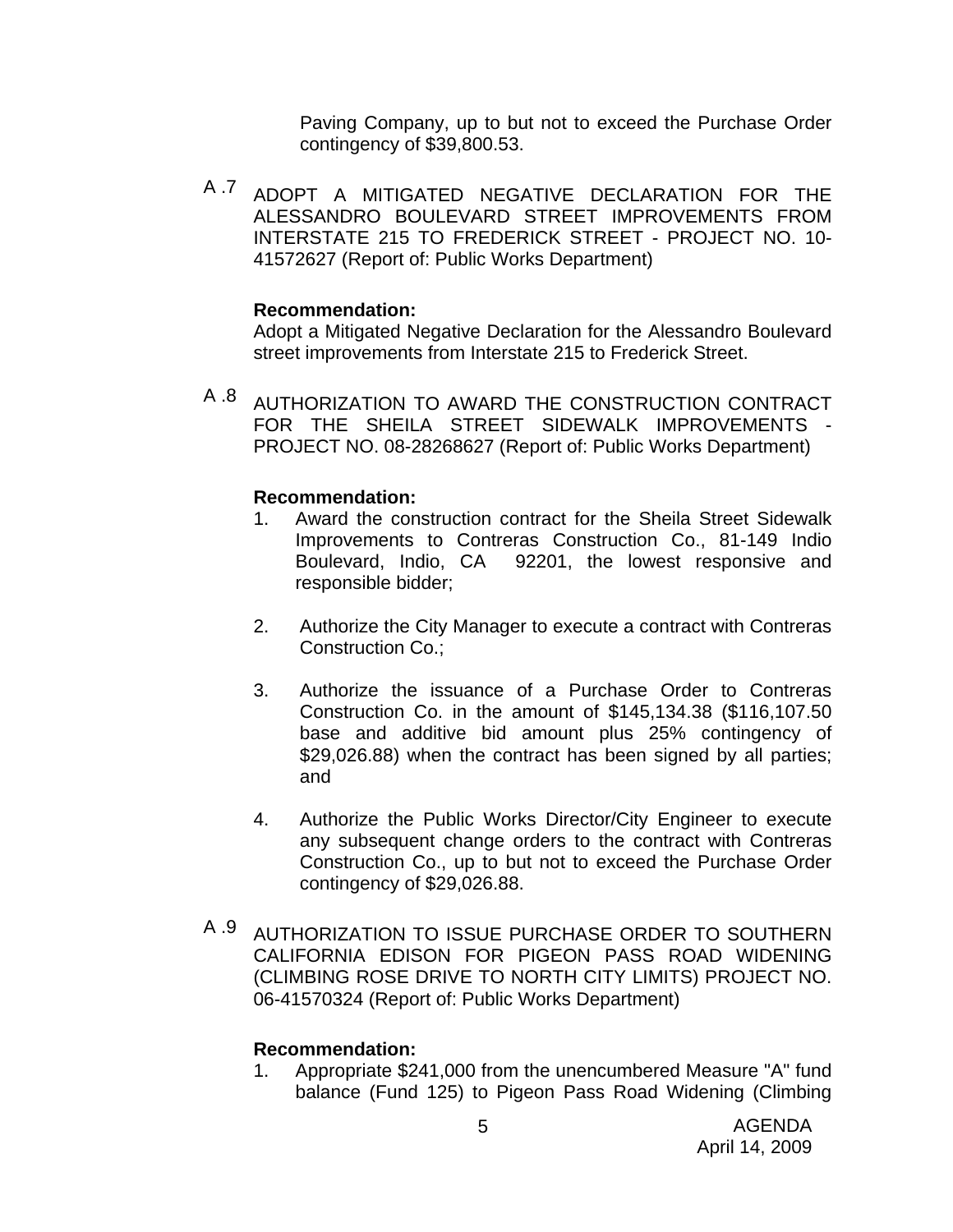Paving Company, up to but not to exceed the Purchase Order contingency of $39,800.53.

A .7 ADOPT A MITIGATED NEGATIVE DECLARATION FOR THE ALESSANDRO BOULEVARD STREET IMPROVEMENTS FROM INTERSTATE 215 TO FREDERICK STREET - PROJECT NO. 10-41572627 (Report of: Public Works Department)

**Recommendation:**
Adopt a Mitigated Negative Declaration for the Alessandro Boulevard street improvements from Interstate 215 to Frederick Street.

A .8 AUTHORIZATION TO AWARD THE CONSTRUCTION CONTRACT FOR THE SHEILA STREET SIDEWALK IMPROVEMENTS - PROJECT NO. 08-28268627 (Report of: Public Works Department)

**Recommendation:**

1. Award the construction contract for the Sheila Street Sidewalk Improvements to Contreras Construction Co., 81-149 Indio Boulevard, Indio, CA 92201, the lowest responsive and responsible bidder;

2. Authorize the City Manager to execute a contract with Contreras Construction Co.;

3. Authorize the issuance of a Purchase Order to Contreras Construction Co. in the amount of $145,134.38 ($116,107.50 base and additive bid amount plus 25% contingency of $29,026.88) when the contract has been signed by all parties; and

4. Authorize the Public Works Director/City Engineer to execute any subsequent change orders to the contract with Contreras Construction Co., up to but not to exceed the Purchase Order contingency of $29,026.88.

A .9 AUTHORIZATION TO ISSUE PURCHASE ORDER TO SOUTHERN CALIFORNIA EDISON FOR PIGEON PASS ROAD WIDENING (CLIMBING ROSE DRIVE TO NORTH CITY LIMITS) PROJECT NO. 06-41570324 (Report of: Public Works Department)

**Recommendation:**

1. Appropriate $241,000 from the unencumbered Measure "A" fund balance (Fund 125) to Pigeon Pass Road Widening (Climbing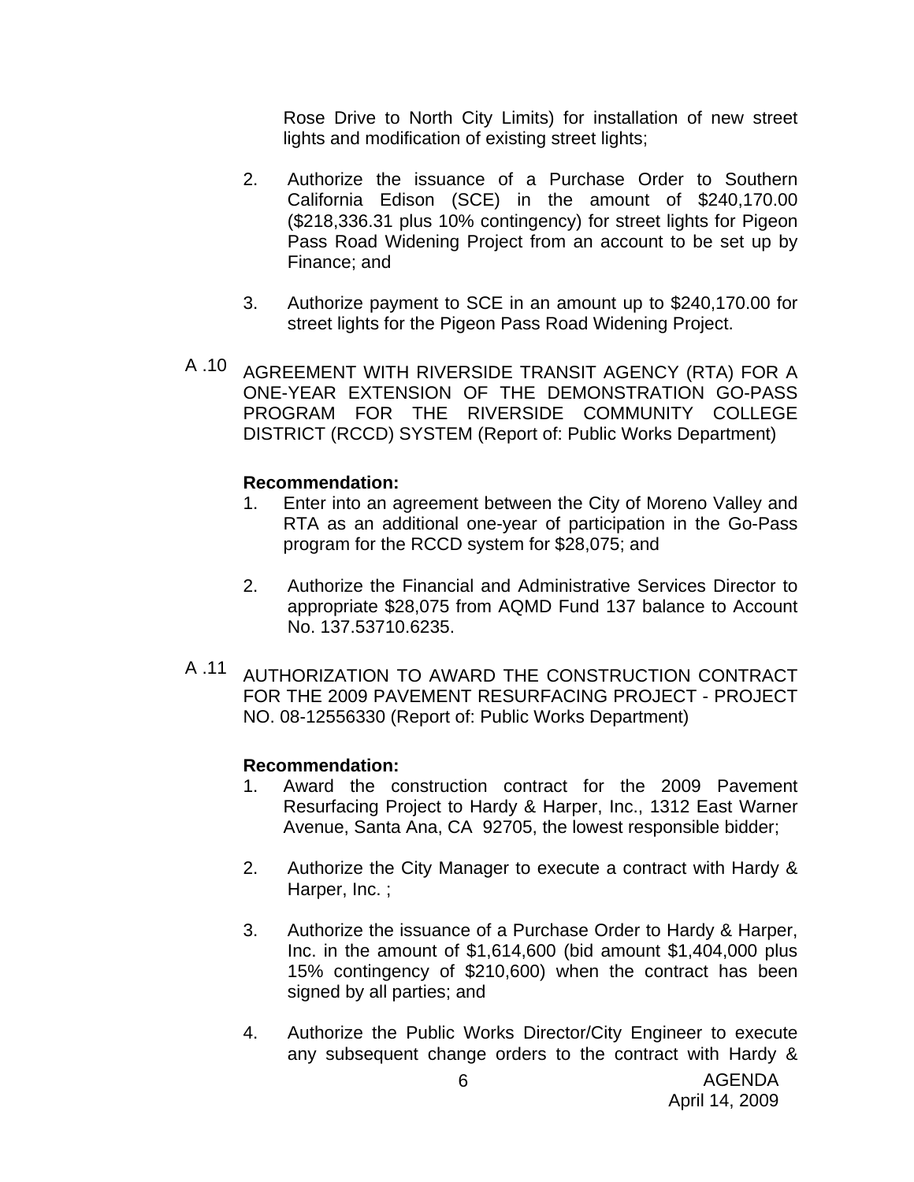Rose Drive to North City Limits) for installation of new street lights and modification of existing street lights;

2. Authorize the issuance of a Purchase Order to Southern California Edison (SCE) in the amount of $240,170.00 ($218,336.31 plus 10% contingency) for street lights for Pigeon Pass Road Widening Project from an account to be set up by Finance; and

3. Authorize payment to SCE in an amount up to $240,170.00 for street lights for the Pigeon Pass Road Widening Project.

A .10 AGREEMENT WITH RIVERSIDE TRANSIT AGENCY (RTA) FOR A ONE-YEAR EXTENSION OF THE DEMONSTRATION GO-PASS PROGRAM FOR THE RIVERSIDE COMMUNITY COLLEGE DISTRICT (RCCD) SYSTEM (Report of: Public Works Department)

**Recommendation:**

1. Enter into an agreement between the City of Moreno Valley and RTA as an additional one-year of participation in the Go-Pass program for the RCCD system for $28,075; and

2. Authorize the Financial and Administrative Services Director to appropriate $28,075 from AQMD Fund 137 balance to Account No. 137.53710.6235.

A .11 AUTHORIZATION TO AWARD THE CONSTRUCTION CONTRACT FOR THE 2009 PAVEMENT RESURFACING PROJECT - PROJECT NO. 08-12556330 (Report of: Public Works Department)

**Recommendation:**

1. Award the construction contract for the 2009 Pavement Resurfacing Project to Hardy & Harper, Inc., 1312 East Warner Avenue, Santa Ana, CA 92705, the lowest responsible bidder;

2. Authorize the City Manager to execute a contract with Hardy & Harper, Inc. ;

3. Authorize the issuance of a Purchase Order to Hardy & Harper, Inc. in the amount of $1,614,600 (bid amount $1,404,000 plus 15% contingency of $210,600) when the contract has been signed by all parties; and

4. Authorize the Public Works Director/City Engineer to execute any subsequent change orders to the contract with Hardy &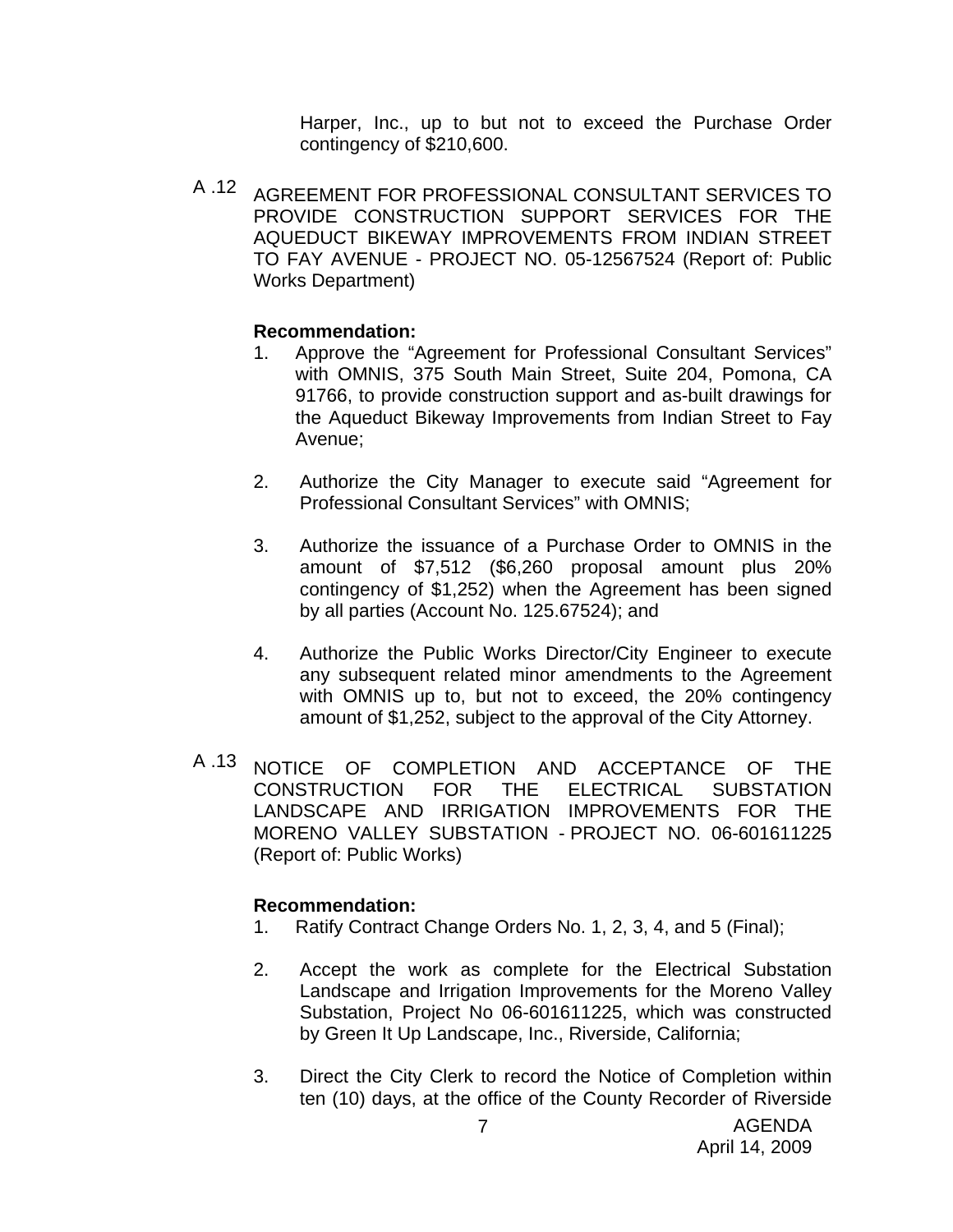Harper, Inc., up to but not to exceed the Purchase Order contingency of $210,600.

A .12 AGREEMENT FOR PROFESSIONAL CONSULTANT SERVICES TO PROVIDE CONSTRUCTION SUPPORT SERVICES FOR THE AQUEDUCT BIKEWAY IMPROVEMENTS FROM INDIAN STREET TO FAY AVENUE - PROJECT NO. 05-12567524 (Report of: Public Works Department)

**Recommendation:**

1. Approve the “Agreement for Professional Consultant Services” with OMNIS, 375 South Main Street, Suite 204, Pomona, CA 91766, to provide construction support and as-built drawings for the Aqueduct Bikeway Improvements from Indian Street to Fay Avenue;

2. Authorize the City Manager to execute said “Agreement for Professional Consultant Services” with OMNIS;

3. Authorize the issuance of a Purchase Order to OMNIS in the amount of $7,512 ($6,260 proposal amount plus 20% contingency of $1,252) when the Agreement has been signed by all parties (Account No. 125.67524); and

4. Authorize the Public Works Director/City Engineer to execute any subsequent related minor amendments to the Agreement with OMNIS up to, but not to exceed, the 20% contingency amount of $1,252, subject to the approval of the City Attorney.

A .13 NOTICE OF COMPLETION AND ACCEPTANCE OF THE CONSTRUCTION FOR THE ELECTRICAL SUBSTATION LANDSCAPE AND IRRIGATION IMPROVEMENTS FOR THE MORENO VALLEY SUBSTATION - PROJECT NO. 06-601611225 (Report of: Public Works)

**Recommendation:**

1. Ratify Contract Change Orders No. 1, 2, 3, 4, and 5 (Final);

2. Accept the work as complete for the Electrical Substation Landscape and Irrigation Improvements for the Moreno Valley Substation, Project No 06-601611225, which was constructed by Green It Up Landscape, Inc., Riverside, California;

3. Direct the City Clerk to record the Notice of Completion within ten (10) days, at the office of the County Recorder of Riverside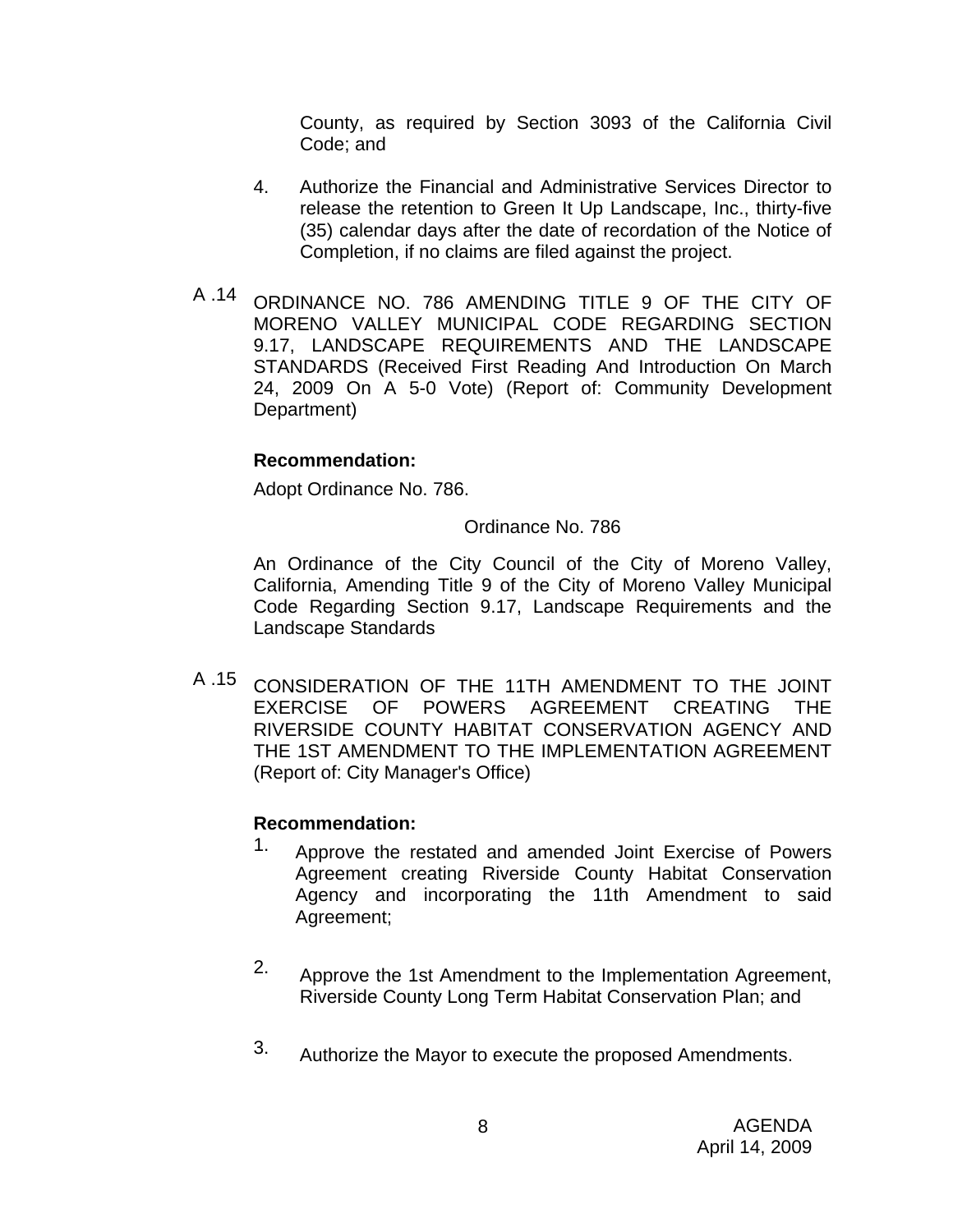County, as required by Section 3093 of the California Civil Code; and

4. Authorize the Financial and Administrative Services Director to release the retention to Green It Up Landscape, Inc., thirty-five (35) calendar days after the date of recordation of the Notice of Completion, if no claims are filed against the project.

A .14 ORDINANCE NO. 786 AMENDING TITLE 9 OF THE CITY OF MORENO VALLEY MUNICIPAL CODE REGARDING SECTION 9.17, LANDSCAPE REQUIREMENTS AND THE LANDSCAPE STANDARDS (Received First Reading And Introduction On March 24, 2009 On A 5-0 Vote) (Report of: Community Development Department)

**Recommendation:**

Adopt Ordinance No. 786.

Ordinance No. 786

An Ordinance of the City Council of the City of Moreno Valley, California, Amending Title 9 of the City of Moreno Valley Municipal Code Regarding Section 9.17, Landscape Requirements and the Landscape Standards

A .15 CONSIDERATION OF THE 11TH AMENDMENT TO THE JOINT EXERCISE OF POWERS AGREEMENT CREATING THE RIVERSIDE COUNTY HABITAT CONSERVATION AGENCY AND THE 1ST AMENDMENT TO THE IMPLEMENTATION AGREEMENT (Report of: City Manager's Office)

**Recommendation:**

1. Approve the restated and amended Joint Exercise of Powers Agreement creating Riverside County Habitat Conservation Agency and incorporating the 11th Amendment to said Agreement;

2. Approve the 1st Amendment to the Implementation Agreement, Riverside County Long Term Habitat Conservation Plan; and

3. Authorize the Mayor to execute the proposed Amendments.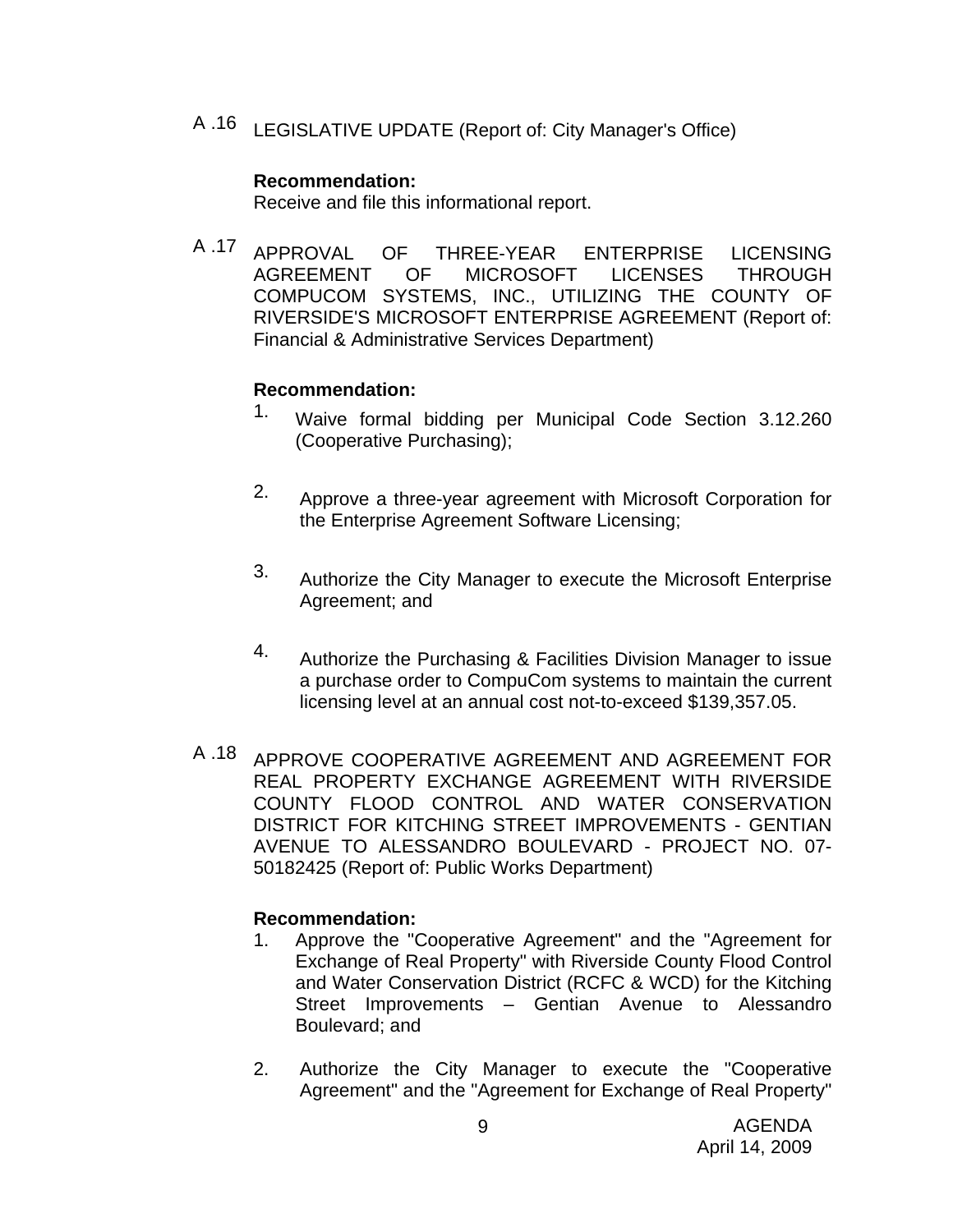A .16 LEGISLATIVE UPDATE (Report of: City Manager's Office)

**Recommendation:**
Receive and file this informational report.

A .17 APPROVAL OF THREE-YEAR ENTERPRISE LICENSING AGREEMENT OF MICROSOFT LICENSES THROUGH COMPUCOM SYSTEMS, INC., UTILIZING THE COUNTY OF RIVERSIDE'S MICROSOFT ENTERPRISE AGREEMENT (Report of: Financial & Administrative Services Department)

**Recommendation:**

1. Waive formal bidding per Municipal Code Section 3.12.260 (Cooperative Purchasing);
2. Approve a three-year agreement with Microsoft Corporation for the Enterprise Agreement Software Licensing;
3. Authorize the City Manager to execute the Microsoft Enterprise Agreement; and
4. Authorize the Purchasing & Facilities Division Manager to issue a purchase order to CompuCom systems to maintain the current licensing level at an annual cost not-to-exceed $139,357.05.

A .18 APPROVE COOPERATIVE AGREEMENT AND AGREEMENT FOR REAL PROPERTY EXCHANGE AGREEMENT WITH RIVERSIDE COUNTY FLOOD CONTROL AND WATER CONSERVATION DISTRICT FOR KITCHING STREET IMPROVEMENTS - GENTIAN AVENUE TO ALESSANDRO BOULEVARD - PROJECT NO. 07-50182425 (Report of: Public Works Department)

**Recommendation:**

1. Approve the "Cooperative Agreement" and the "Agreement for Exchange of Real Property" with Riverside County Flood Control and Water Conservation District (RCFC & WCD) for the Kitching Street Improvements – Gentian Avenue to Alessandro Boulevard; and
2. Authorize the City Manager to execute the "Cooperative Agreement" and the "Agreement for Exchange of Real Property"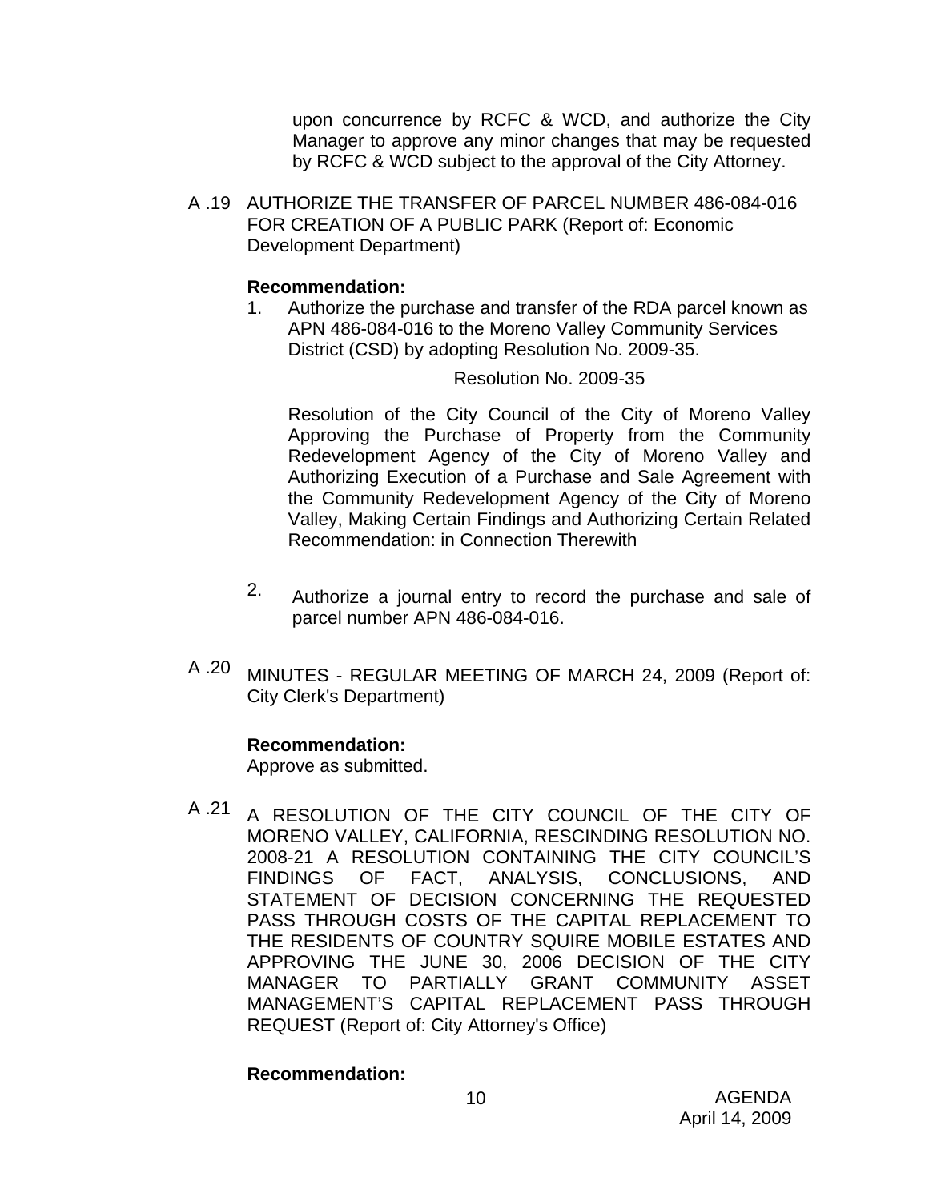upon concurrence by RCFC & WCD, and authorize the City Manager to approve any minor changes that may be requested by RCFC & WCD subject to the approval of the City Attorney.

A .19 AUTHORIZE THE TRANSFER OF PARCEL NUMBER 486-084-016 FOR CREATION OF A PUBLIC PARK (Report of: Economic Development Department)

**Recommendation:**

1. Authorize the purchase and transfer of the RDA parcel known as APN 486-084-016 to the Moreno Valley Community Services District (CSD) by adopting Resolution No. 2009-35.

   Resolution No. 2009-35

   Resolution of the City Council of the City of Moreno Valley Approving the Purchase of Property from the Community Redevelopment Agency of the City of Moreno Valley and Authorizing Execution of a Purchase and Sale Agreement with the Community Redevelopment Agency of the City of Moreno Valley, Making Certain Findings and Authorizing Certain Related Recommendation: in Connection Therewith

2. Authorize a journal entry to record the purchase and sale of parcel number APN 486-084-016.

A .20 MINUTES - REGULAR MEETING OF MARCH 24, 2009 (Report of: City Clerk's Department)

**Recommendation:**
Approve as submitted.

A .21 A RESOLUTION OF THE CITY COUNCIL OF THE CITY OF MORENO VALLEY, CALIFORNIA, RESCINDING RESOLUTION NO. 2008-21 A RESOLUTION CONTAINING THE CITY COUNCIL'S FINDINGS OF FACT, ANALYSIS, CONCLUSIONS, AND STATEMENT OF DECISION CONCERNING THE REQUESTED PASS THROUGH COSTS OF THE CAPITAL REPLACEMENT TO THE RESIDENTS OF COUNTRY SQUIRE MOBILE ESTATES AND APPROVING THE JUNE 30, 2006 DECISION OF THE CITY MANAGER TO PARTIALLY GRANT COMMUNITY ASSET MANAGEMENT'S CAPITAL REPLACEMENT PASS THROUGH REQUEST (Report of: City Attorney's Office)

**Recommendation:**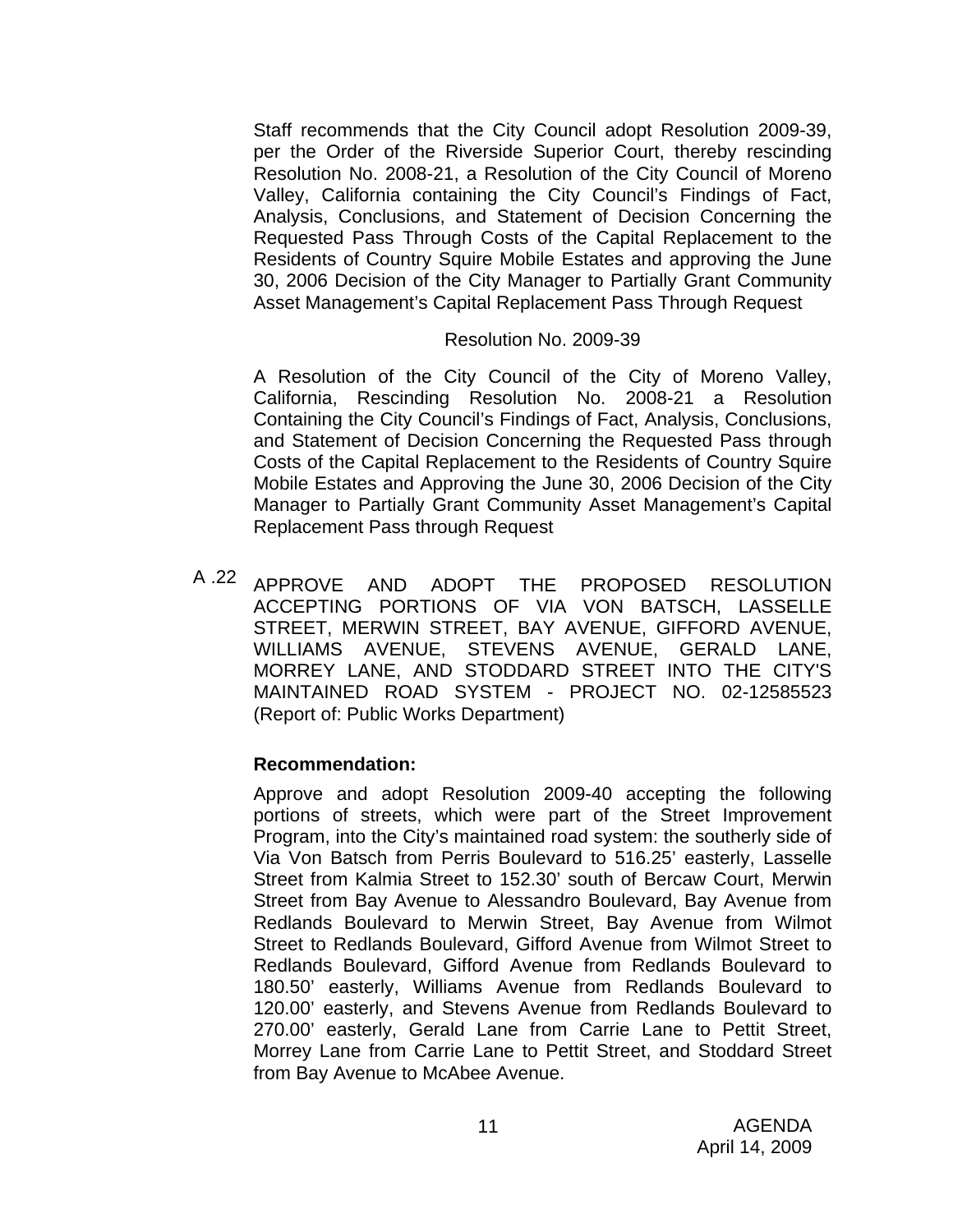Staff recommends that the City Council adopt Resolution 2009-39, per the Order of the Riverside Superior Court, thereby rescinding Resolution No. 2008-21, a Resolution of the City Council of Moreno Valley, California containing the City Council's Findings of Fact, Analysis, Conclusions, and Statement of Decision Concerning the Requested Pass Through Costs of the Capital Replacement to the Residents of Country Squire Mobile Estates and approving the June 30, 2006 Decision of the City Manager to Partially Grant Community Asset Management's Capital Replacement Pass Through Request

Resolution No. 2009-39

A Resolution of the City Council of the City of Moreno Valley, California, Rescinding Resolution No. 2008-21 a Resolution Containing the City Council's Findings of Fact, Analysis, Conclusions, and Statement of Decision Concerning the Requested Pass through Costs of the Capital Replacement to the Residents of Country Squire Mobile Estates and Approving the June 30, 2006 Decision of the City Manager to Partially Grant Community Asset Management's Capital Replacement Pass through Request

A .22 APPROVE AND ADOPT THE PROPOSED RESOLUTION ACCEPTING PORTIONS OF VIA VON BATSCH, LASSELLE STREET, MERWIN STREET, BAY AVENUE, GIFFORD AVENUE, WILLIAMS AVENUE, STEVENS AVENUE, GERALD LANE, MORREY LANE, AND STODDARD STREET INTO THE CITY'S MAINTAINED ROAD SYSTEM - PROJECT NO. 02-12585523 (Report of: Public Works Department)

**Recommendation:**

Approve and adopt Resolution 2009-40 accepting the following portions of streets, which were part of the Street Improvement Program, into the City's maintained road system: the southerly side of Via Von Batsch from Perris Boulevard to 516.25' easterly, Lasselle Street from Kalmia Street to 152.30' south of Bercaw Court, Merwin Street from Bay Avenue to Alessandro Boulevard, Bay Avenue from Redlands Boulevard to Merwin Street, Bay Avenue from Wilmot Street to Redlands Boulevard, Gifford Avenue from Wilmot Street to Redlands Boulevard, Gifford Avenue from Redlands Boulevard to 180.50' easterly, Williams Avenue from Redlands Boulevard to 120.00' easterly, and Stevens Avenue from Redlands Boulevard to 270.00' easterly, Gerald Lane from Carrie Lane to Pettit Street, Morrey Lane from Carrie Lane to Pettit Street, and Stoddard Street from Bay Avenue to McAbee Avenue.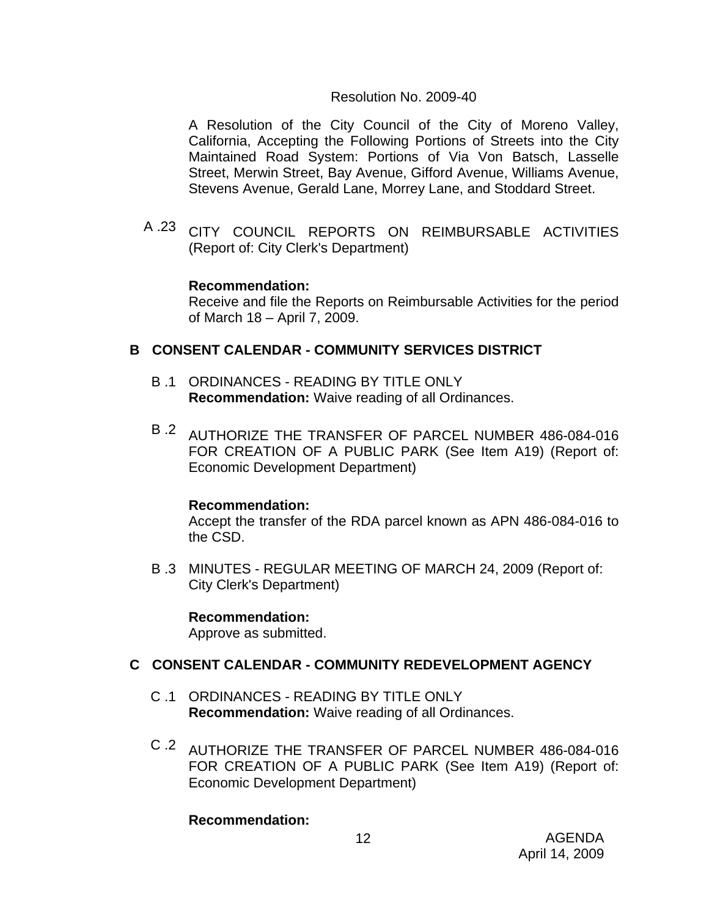Resolution No. 2009-40

A Resolution of the City Council of the City of Moreno Valley, California, Accepting the Following Portions of Streets into the City Maintained Road System: Portions of Via Von Batsch, Lasselle Street, Merwin Street, Bay Avenue, Gifford Avenue, Williams Avenue, Stevens Avenue, Gerald Lane, Morrey Lane, and Stoddard Street.

A .23 CITY COUNCIL REPORTS ON REIMBURSABLE ACTIVITIES (Report of: City Clerk's Department)

**Recommendation:**
Receive and file the Reports on Reimbursable Activities for the period of March 18 – April 7, 2009.

## B CONSENT CALENDAR - COMMUNITY SERVICES DISTRICT

B .1 ORDINANCES - READING BY TITLE ONLY
**Recommendation:** Waive reading of all Ordinances.

B .2 AUTHORIZE THE TRANSFER OF PARCEL NUMBER 486-084-016 FOR CREATION OF A PUBLIC PARK (See Item A19) (Report of: Economic Development Department)

**Recommendation:**
Accept the transfer of the RDA parcel known as APN 486-084-016 to the CSD.

B .3 MINUTES - REGULAR MEETING OF MARCH 24, 2009 (Report of: City Clerk's Department)

**Recommendation:**
Approve as submitted.

## C CONSENT CALENDAR - COMMUNITY REDEVELOPMENT AGENCY

C .1 ORDINANCES - READING BY TITLE ONLY
**Recommendation:** Waive reading of all Ordinances.

C .2 AUTHORIZE THE TRANSFER OF PARCEL NUMBER 486-084-016 FOR CREATION OF A PUBLIC PARK (See Item A19) (Report of: Economic Development Department)

**Recommendation:**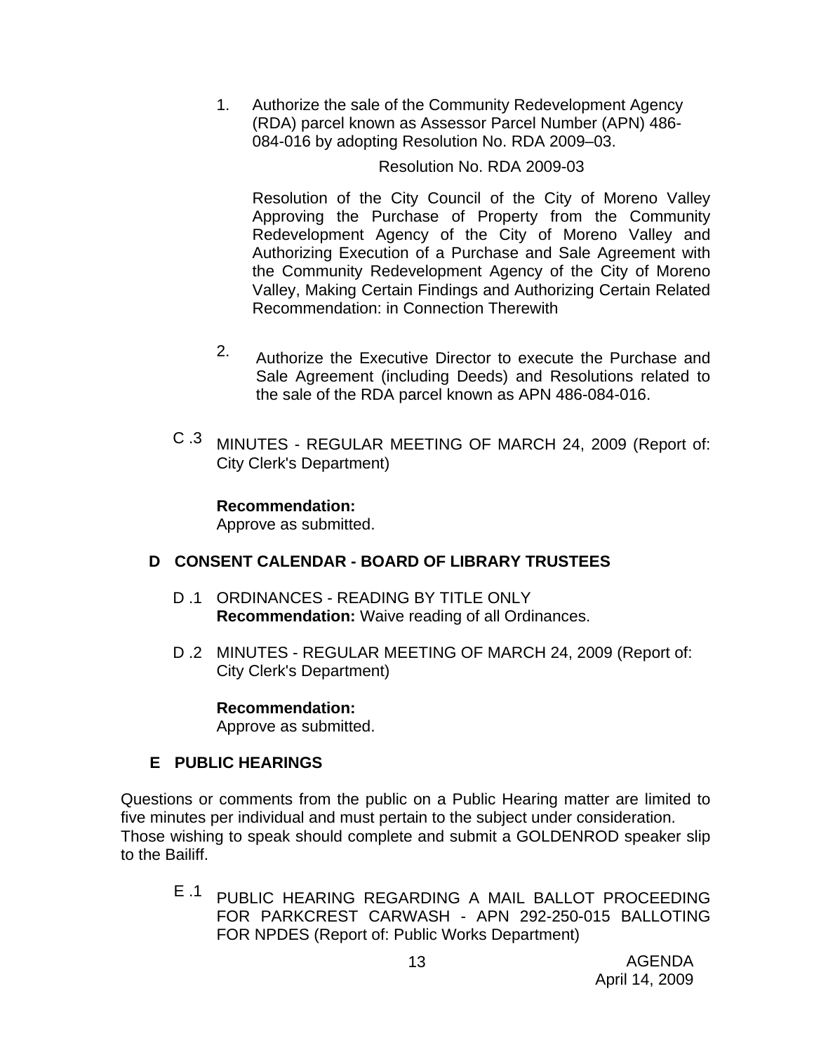1. Authorize the sale of the Community Redevelopment Agency (RDA) parcel known as Assessor Parcel Number (APN) 486-084-016 by adopting Resolution No. RDA 2009–03.

   Resolution No. RDA 2009-03

   Resolution of the City Council of the City of Moreno Valley Approving the Purchase of Property from the Community Redevelopment Agency of the City of Moreno Valley and Authorizing Execution of a Purchase and Sale Agreement with the Community Redevelopment Agency of the City of Moreno Valley, Making Certain Findings and Authorizing Certain Related Recommendation: in Connection Therewith

2. Authorize the Executive Director to execute the Purchase and Sale Agreement (including Deeds) and Resolutions related to the sale of the RDA parcel known as APN 486-084-016.

C .3 MINUTES - REGULAR MEETING OF MARCH 24, 2009 (Report of: City Clerk's Department)

**Recommendation:**
Approve as submitted.

## D CONSENT CALENDAR - BOARD OF LIBRARY TRUSTEES

D .1 ORDINANCES - READING BY TITLE ONLY
**Recommendation:** Waive reading of all Ordinances.

D .2 MINUTES - REGULAR MEETING OF MARCH 24, 2009 (Report of: City Clerk's Department)

**Recommendation:**
Approve as submitted.

## E PUBLIC HEARINGS

Questions or comments from the public on a Public Hearing matter are limited to five minutes per individual and must pertain to the subject under consideration.
Those wishing to speak should complete and submit a GOLDENROD speaker slip to the Bailiff.

E .1 PUBLIC HEARING REGARDING A MAIL BALLOT PROCEEDING FOR PARKCREST CARWASH - APN 292-250-015 BALLOTING FOR NPDES (Report of: Public Works Department)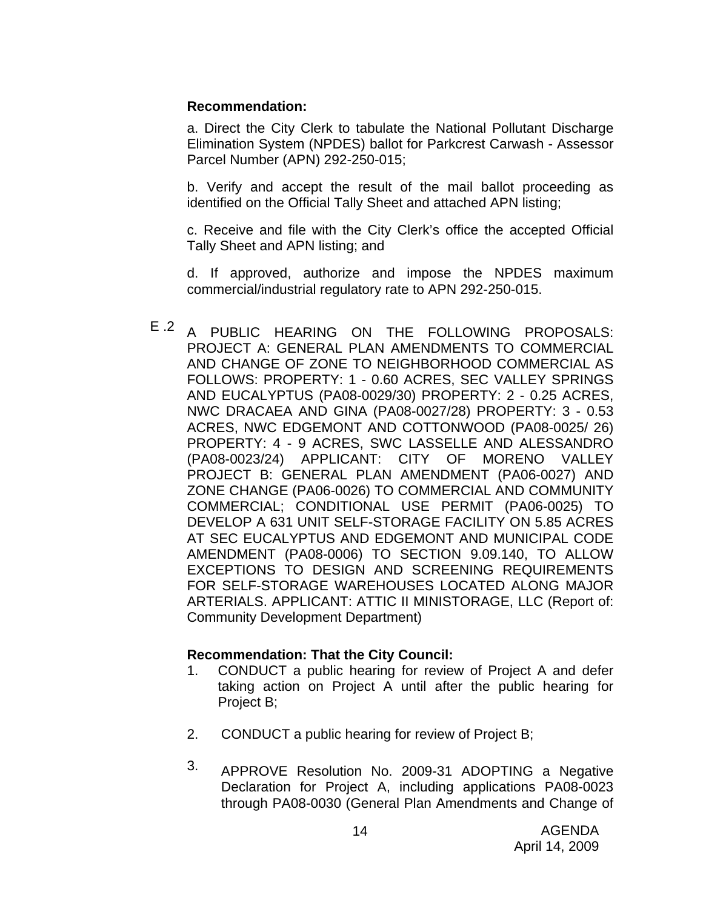**Recommendation:**

a. Direct the City Clerk to tabulate the National Pollutant Discharge Elimination System (NPDES) ballot for Parkcrest Carwash - Assessor Parcel Number (APN) 292-250-015;

b. Verify and accept the result of the mail ballot proceeding as identified on the Official Tally Sheet and attached APN listing;

c. Receive and file with the City Clerk's office the accepted Official Tally Sheet and APN listing; and

d. If approved, authorize and impose the NPDES maximum commercial/industrial regulatory rate to APN 292-250-015.

E .2 A PUBLIC HEARING ON THE FOLLOWING PROPOSALS: PROJECT A: GENERAL PLAN AMENDMENTS TO COMMERCIAL AND CHANGE OF ZONE TO NEIGHBORHOOD COMMERCIAL AS FOLLOWS: PROPERTY: 1 - 0.60 ACRES, SEC VALLEY SPRINGS AND EUCALYPTUS (PA08-0029/30) PROPERTY: 2 - 0.25 ACRES, NWC DRACAEA AND GINA (PA08-0027/28) PROPERTY: 3 - 0.53 ACRES, NWC EDGEMONT AND COTTONWOOD (PA08-0025/ 26) PROPERTY: 4 - 9 ACRES, SWC LASSELLE AND ALESSANDRO (PA08-0023/24) APPLICANT: CITY OF MORENO VALLEY PROJECT B: GENERAL PLAN AMENDMENT (PA06-0027) AND ZONE CHANGE (PA06-0026) TO COMMERCIAL AND COMMUNITY COMMERCIAL; CONDITIONAL USE PERMIT (PA06-0025) TO DEVELOP A 631 UNIT SELF-STORAGE FACILITY ON 5.85 ACRES AT SEC EUCALYPTUS AND EDGEMONT AND MUNICIPAL CODE AMENDMENT (PA08-0006) TO SECTION 9.09.140, TO ALLOW EXCEPTIONS TO DESIGN AND SCREENING REQUIREMENTS FOR SELF-STORAGE WAREHOUSES LOCATED ALONG MAJOR ARTERIALS. APPLICANT: ATTIC II MINISTORAGE, LLC (Report of: Community Development Department)

**Recommendation: That the City Council:**

1. CONDUCT a public hearing for review of Project A and defer taking action on Project A until after the public hearing for Project B;

2. CONDUCT a public hearing for review of Project B;

3. APPROVE Resolution No. 2009-31 ADOPTING a Negative Declaration for Project A, including applications PA08-0023 through PA08-0030 (General Plan Amendments and Change of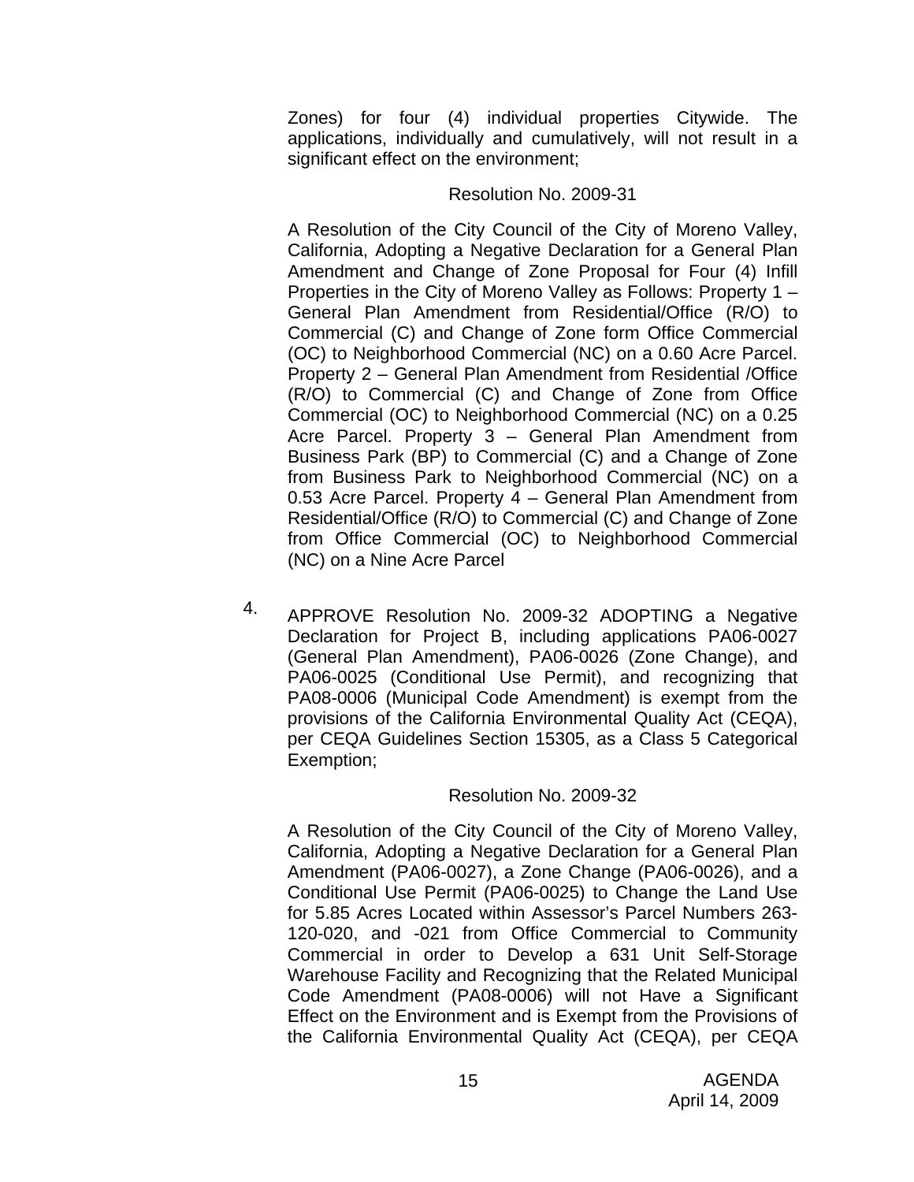Zones) for four (4) individual properties Citywide. The applications, individually and cumulatively, will not result in a significant effect on the environment;

Resolution No. 2009-31

A Resolution of the City Council of the City of Moreno Valley, California, Adopting a Negative Declaration for a General Plan Amendment and Change of Zone Proposal for Four (4) Infill Properties in the City of Moreno Valley as Follows: Property 1 – General Plan Amendment from Residential/Office (R/O) to Commercial (C) and Change of Zone form Office Commercial (OC) to Neighborhood Commercial (NC) on a 0.60 Acre Parcel. Property 2 – General Plan Amendment from Residential /Office (R/O) to Commercial (C) and Change of Zone from Office Commercial (OC) to Neighborhood Commercial (NC) on a 0.25 Acre Parcel. Property 3 – General Plan Amendment from Business Park (BP) to Commercial (C) and a Change of Zone from Business Park to Neighborhood Commercial (NC) on a 0.53 Acre Parcel. Property 4 – General Plan Amendment from Residential/Office (R/O) to Commercial (C) and Change of Zone from Office Commercial (OC) to Neighborhood Commercial (NC) on a Nine Acre Parcel

4. APPROVE Resolution No. 2009-32 ADOPTING a Negative Declaration for Project B, including applications PA06-0027 (General Plan Amendment), PA06-0026 (Zone Change), and PA06-0025 (Conditional Use Permit), and recognizing that PA08-0006 (Municipal Code Amendment) is exempt from the provisions of the California Environmental Quality Act (CEQA), per CEQA Guidelines Section 15305, as a Class 5 Categorical Exemption;

Resolution No. 2009-32

A Resolution of the City Council of the City of Moreno Valley, California, Adopting a Negative Declaration for a General Plan Amendment (PA06-0027), a Zone Change (PA06-0026), and a Conditional Use Permit (PA06-0025) to Change the Land Use for 5.85 Acres Located within Assessor's Parcel Numbers 263-120-020, and -021 from Office Commercial to Community Commercial in order to Develop a 631 Unit Self-Storage Warehouse Facility and Recognizing that the Related Municipal Code Amendment (PA08-0006) will not Have a Significant Effect on the Environment and is Exempt from the Provisions of the California Environmental Quality Act (CEQA), per CEQA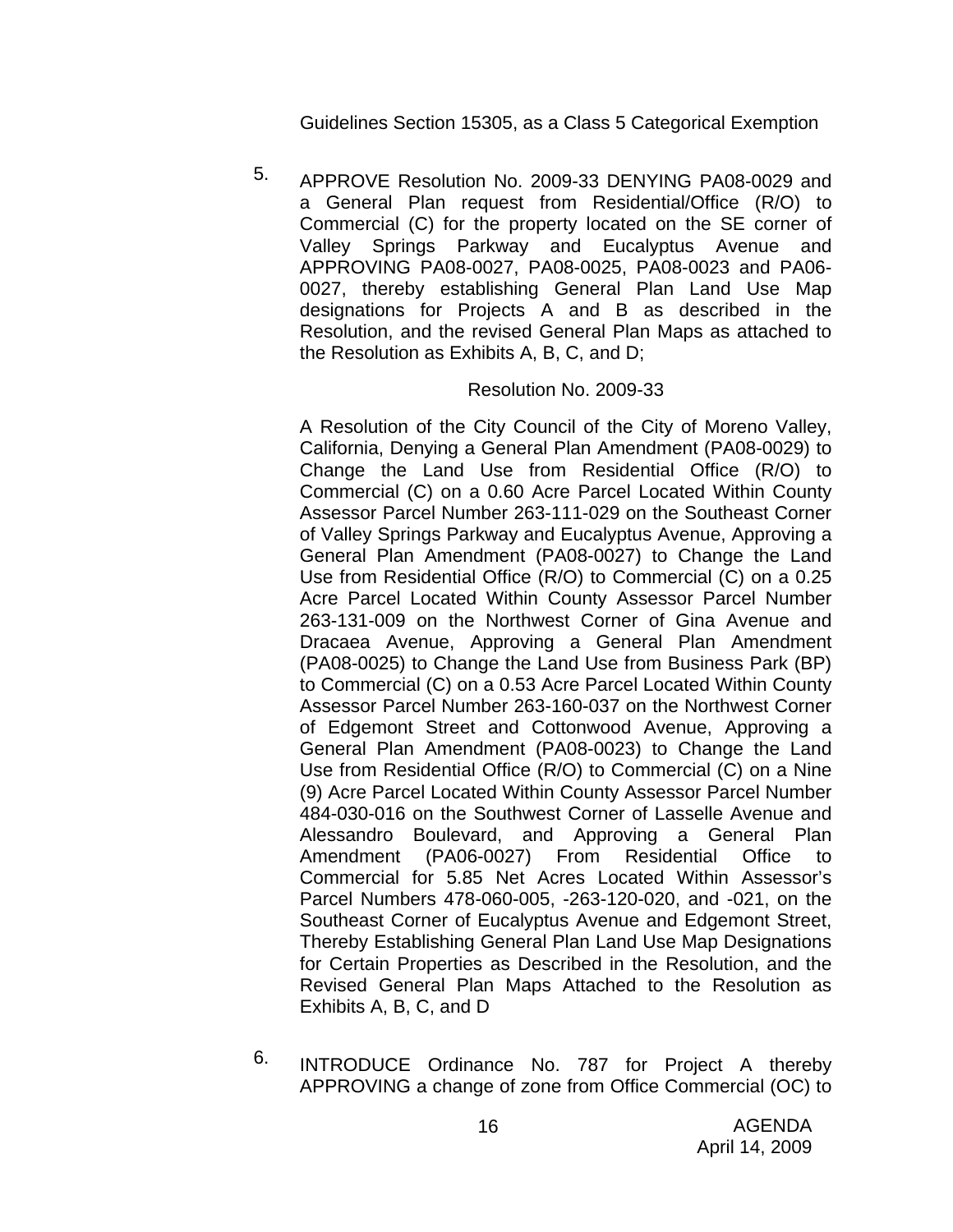Guidelines Section 15305, as a Class 5 Categorical Exemption

5. APPROVE Resolution No. 2009-33 DENYING PA08-0029 and a General Plan request from Residential/Office (R/O) to Commercial (C) for the property located on the SE corner of Valley Springs Parkway and Eucalyptus Avenue and APPROVING PA08-0027, PA08-0025, PA08-0023 and PA06-0027, thereby establishing General Plan Land Use Map designations for Projects A and B as described in the Resolution, and the revised General Plan Maps as attached to the Resolution as Exhibits A, B, C, and D;

   Resolution No. 2009-33

   A Resolution of the City Council of the City of Moreno Valley, California, Denying a General Plan Amendment (PA08-0029) to Change the Land Use from Residential Office (R/O) to Commercial (C) on a 0.60 Acre Parcel Located Within County Assessor Parcel Number 263-111-029 on the Southeast Corner of Valley Springs Parkway and Eucalyptus Avenue, Approving a General Plan Amendment (PA08-0027) to Change the Land Use from Residential Office (R/O) to Commercial (C) on a 0.25 Acre Parcel Located Within County Assessor Parcel Number 263-131-009 on the Northwest Corner of Gina Avenue and Dracaea Avenue, Approving a General Plan Amendment (PA08-0025) to Change the Land Use from Business Park (BP) to Commercial (C) on a 0.53 Acre Parcel Located Within County Assessor Parcel Number 263-160-037 on the Northwest Corner of Edgemont Street and Cottonwood Avenue, Approving a General Plan Amendment (PA08-0023) to Change the Land Use from Residential Office (R/O) to Commercial (C) on a Nine (9) Acre Parcel Located Within County Assessor Parcel Number 484-030-016 on the Southwest Corner of Lasselle Avenue and Alessandro Boulevard, and Approving a General Plan Amendment (PA06-0027) From Residential Office to Commercial for 5.85 Net Acres Located Within Assessor's Parcel Numbers 478-060-005, -263-120-020, and -021, on the Southeast Corner of Eucalyptus Avenue and Edgemont Street, Thereby Establishing General Plan Land Use Map Designations for Certain Properties as Described in the Resolution, and the Revised General Plan Maps Attached to the Resolution as Exhibits A, B, C, and D

6. INTRODUCE Ordinance No. 787 for Project A thereby APPROVING a change of zone from Office Commercial (OC) to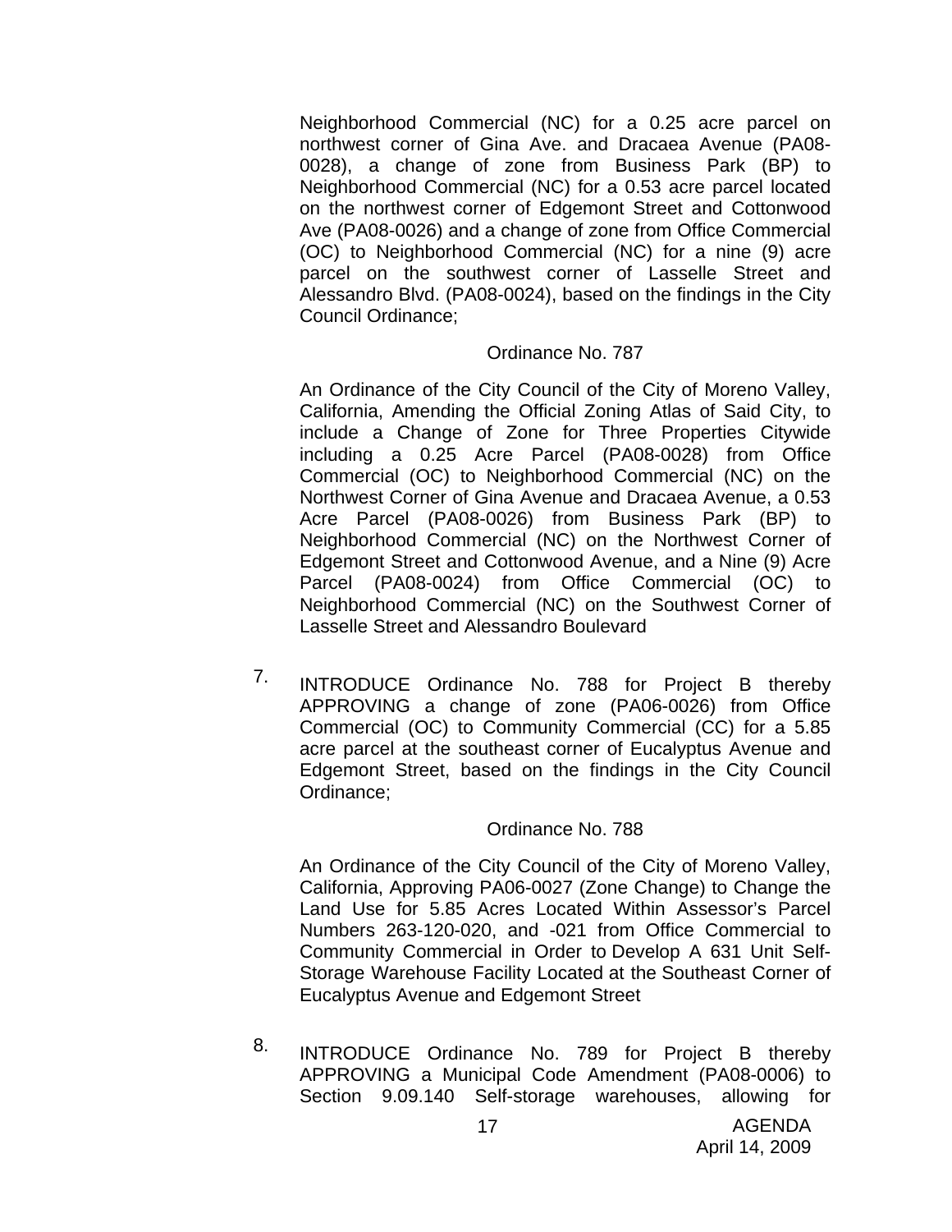Neighborhood Commercial (NC) for a 0.25 acre parcel on northwest corner of Gina Ave. and Dracaea Avenue (PA08-0028), a change of zone from Business Park (BP) to Neighborhood Commercial (NC) for a 0.53 acre parcel located on the northwest corner of Edgemont Street and Cottonwood Ave (PA08-0026) and a change of zone from Office Commercial (OC) to Neighborhood Commercial (NC) for a nine (9) acre parcel on the southwest corner of Lasselle Street and Alessandro Blvd. (PA08-0024), based on the findings in the City Council Ordinance;

Ordinance No. 787

An Ordinance of the City Council of the City of Moreno Valley, California, Amending the Official Zoning Atlas of Said City, to include a Change of Zone for Three Properties Citywide including a 0.25 Acre Parcel (PA08-0028) from Office Commercial (OC) to Neighborhood Commercial (NC) on the Northwest Corner of Gina Avenue and Dracaea Avenue, a 0.53 Acre Parcel (PA08-0026) from Business Park (BP) to Neighborhood Commercial (NC) on the Northwest Corner of Edgemont Street and Cottonwood Avenue, and a Nine (9) Acre Parcel (PA08-0024) from Office Commercial (OC) to Neighborhood Commercial (NC) on the Southwest Corner of Lasselle Street and Alessandro Boulevard

7. INTRODUCE Ordinance No. 788 for Project B thereby APPROVING a change of zone (PA06-0026) from Office Commercial (OC) to Community Commercial (CC) for a 5.85 acre parcel at the southeast corner of Eucalyptus Avenue and Edgemont Street, based on the findings in the City Council Ordinance;

Ordinance No. 788

An Ordinance of the City Council of the City of Moreno Valley, California, Approving PA06-0027 (Zone Change) to Change the Land Use for 5.85 Acres Located Within Assessor's Parcel Numbers 263-120-020, and -021 from Office Commercial to Community Commercial in Order to Develop A 631 Unit Self-Storage Warehouse Facility Located at the Southeast Corner of Eucalyptus Avenue and Edgemont Street

8. INTRODUCE Ordinance No. 789 for Project B thereby APPROVING a Municipal Code Amendment (PA08-0006) to Section 9.09.140 Self-storage warehouses, allowing for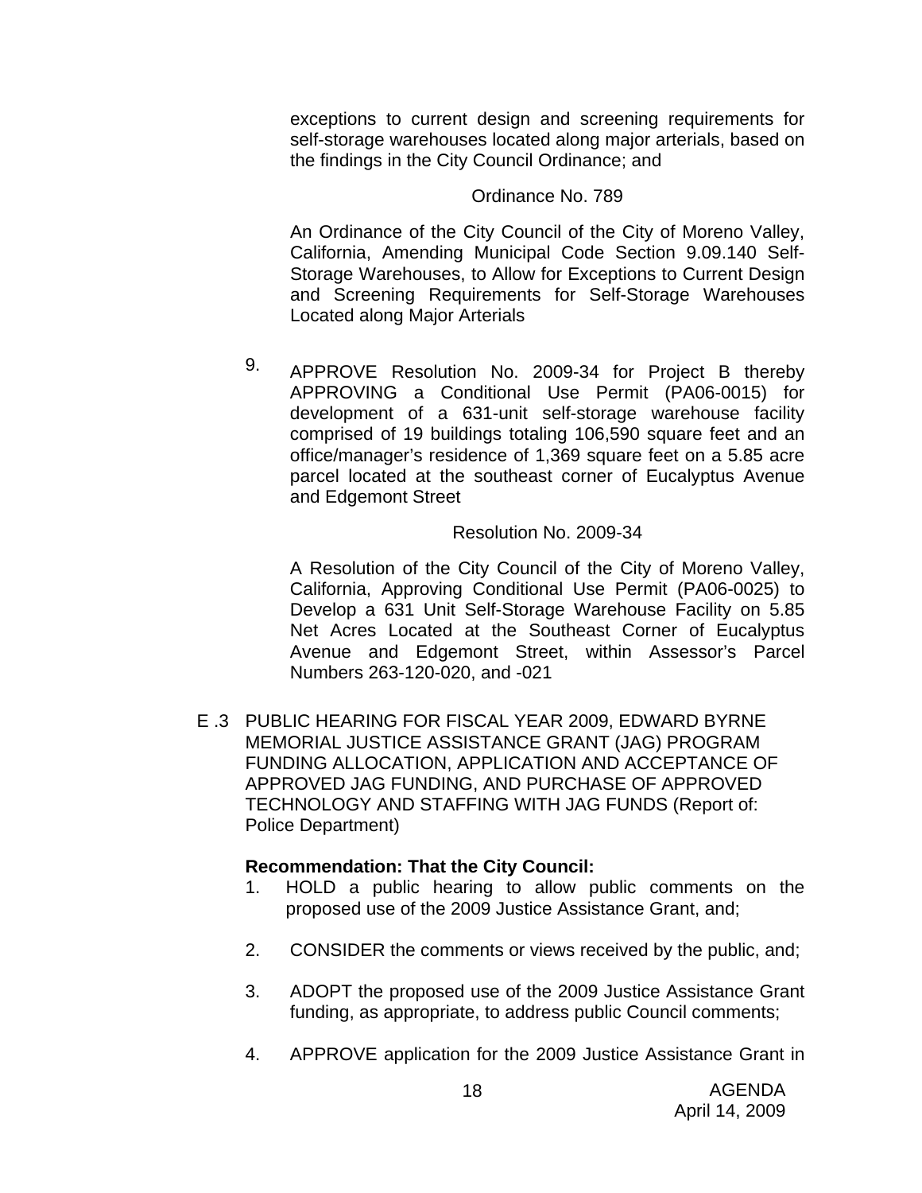exceptions to current design and screening requirements for self-storage warehouses located along major arterials, based on the findings in the City Council Ordinance; and

Ordinance No. 789

An Ordinance of the City Council of the City of Moreno Valley, California, Amending Municipal Code Section 9.09.140 Self-Storage Warehouses, to Allow for Exceptions to Current Design and Screening Requirements for Self-Storage Warehouses Located along Major Arterials

9. APPROVE Resolution No. 2009-34 for Project B thereby APPROVING a Conditional Use Permit (PA06-0015) for development of a 631-unit self-storage warehouse facility comprised of 19 buildings totaling 106,590 square feet and an office/manager's residence of 1,369 square feet on a 5.85 acre parcel located at the southeast corner of Eucalyptus Avenue and Edgemont Street

Resolution No. 2009-34

A Resolution of the City Council of the City of Moreno Valley, California, Approving Conditional Use Permit (PA06-0025) to Develop a 631 Unit Self-Storage Warehouse Facility on 5.85 Net Acres Located at the Southeast Corner of Eucalyptus Avenue and Edgemont Street, within Assessor's Parcel Numbers 263-120-020, and -021

E .3 PUBLIC HEARING FOR FISCAL YEAR 2009, EDWARD BYRNE MEMORIAL JUSTICE ASSISTANCE GRANT (JAG) PROGRAM FUNDING ALLOCATION, APPLICATION AND ACCEPTANCE OF APPROVED JAG FUNDING, AND PURCHASE OF APPROVED TECHNOLOGY AND STAFFING WITH JAG FUNDS (Report of: Police Department)

**Recommendation: That the City Council:**

1. HOLD a public hearing to allow public comments on the proposed use of the 2009 Justice Assistance Grant, and;

2. CONSIDER the comments or views received by the public, and;

3. ADOPT the proposed use of the 2009 Justice Assistance Grant funding, as appropriate, to address public Council comments;

4. APPROVE application for the 2009 Justice Assistance Grant in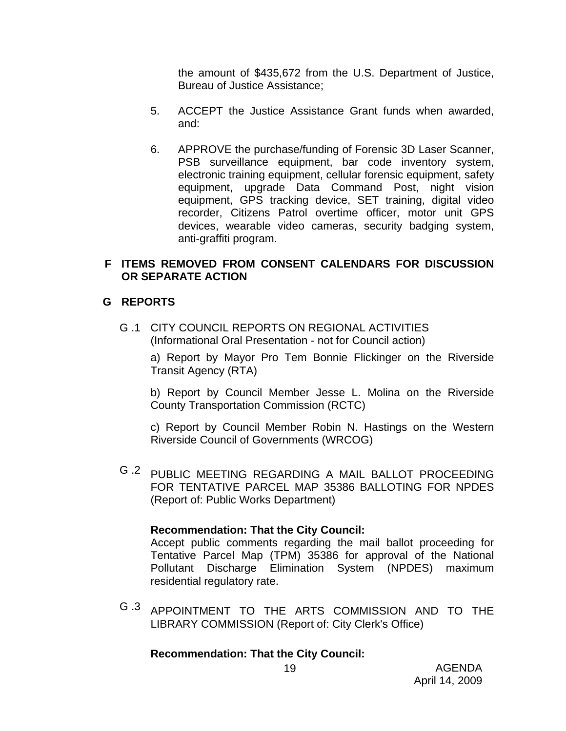the amount of $435,672 from the U.S. Department of Justice, Bureau of Justice Assistance;

5. ACCEPT the Justice Assistance Grant funds when awarded, and:

6. APPROVE the purchase/funding of Forensic 3D Laser Scanner, PSB surveillance equipment, bar code inventory system, electronic training equipment, cellular forensic equipment, safety equipment, upgrade Data Command Post, night vision equipment, GPS tracking device, SET training, digital video recorder, Citizens Patrol overtime officer, motor unit GPS devices, wearable video cameras, security badging system, anti-graffiti program.

## F ITEMS REMOVED FROM CONSENT CALENDARS FOR DISCUSSION OR SEPARATE ACTION

## G REPORTS

G .1 CITY COUNCIL REPORTS ON REGIONAL ACTIVITIES (Informational Oral Presentation - not for Council action)

a) Report by Mayor Pro Tem Bonnie Flickinger on the Riverside Transit Agency (RTA)

b) Report by Council Member Jesse L. Molina on the Riverside County Transportation Commission (RCTC)

c) Report by Council Member Robin N. Hastings on the Western Riverside Council of Governments (WRCOG)

G .2 PUBLIC MEETING REGARDING A MAIL BALLOT PROCEEDING FOR TENTATIVE PARCEL MAP 35386 BALLOTING FOR NPDES (Report of: Public Works Department)

**Recommendation: That the City Council:**
Accept public comments regarding the mail ballot proceeding for Tentative Parcel Map (TPM) 35386 for approval of the National Pollutant Discharge Elimination System (NPDES) maximum residential regulatory rate.

G .3 APPOINTMENT TO THE ARTS COMMISSION AND TO THE LIBRARY COMMISSION (Report of: City Clerk's Office)

**Recommendation: That the City Council:**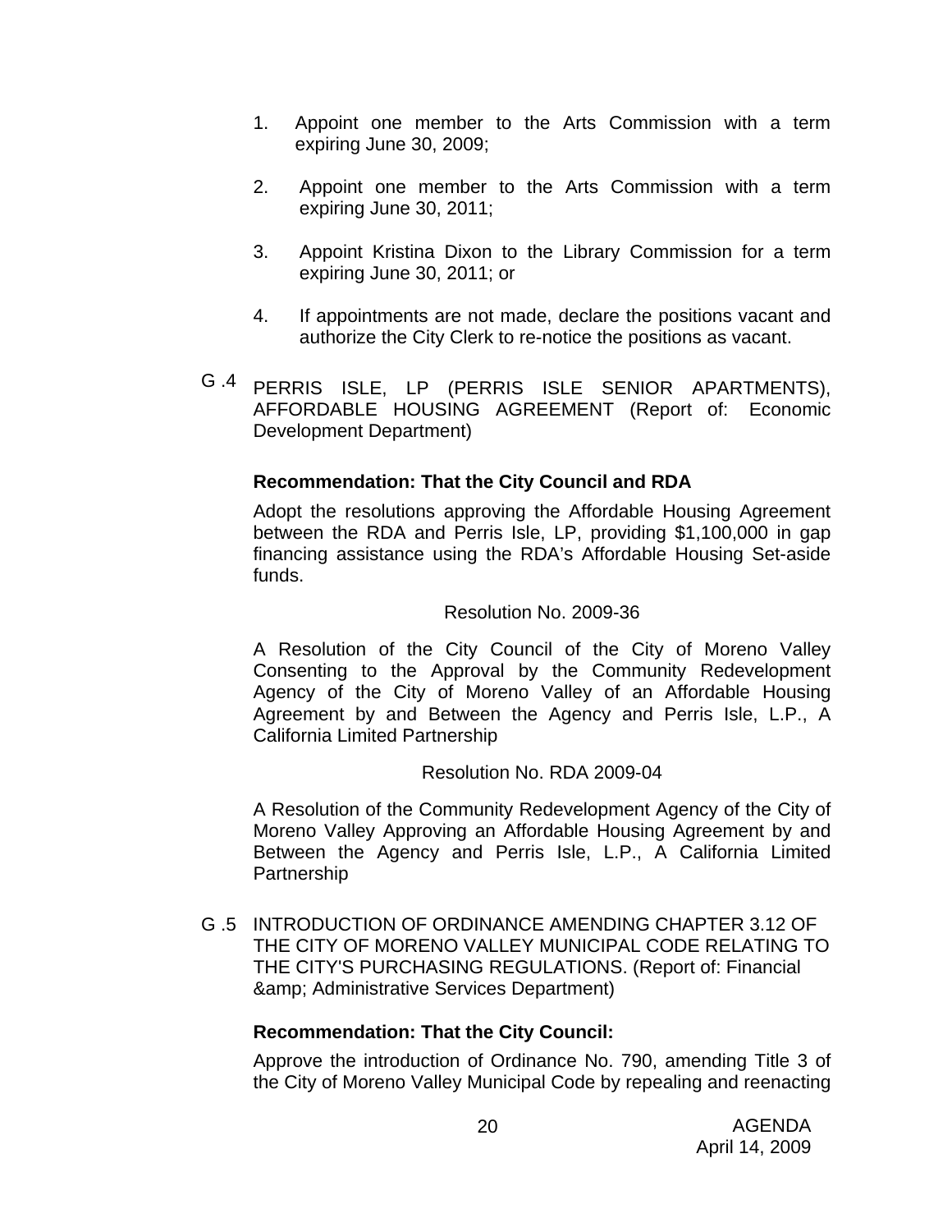1. Appoint one member to the Arts Commission with a term expiring June 30, 2009;

2. Appoint one member to the Arts Commission with a term expiring June 30, 2011;

3. Appoint Kristina Dixon to the Library Commission for a term expiring June 30, 2011; or

4. If appointments are not made, declare the positions vacant and authorize the City Clerk to re-notice the positions as vacant.

G .4 PERRIS ISLE, LP (PERRIS ISLE SENIOR APARTMENTS), AFFORDABLE HOUSING AGREEMENT (Report of: Economic Development Department)

**Recommendation: That the City Council and RDA**

Adopt the resolutions approving the Affordable Housing Agreement between the RDA and Perris Isle, LP, providing $1,100,000 in gap financing assistance using the RDA's Affordable Housing Set-aside funds.

Resolution No. 2009-36

A Resolution of the City Council of the City of Moreno Valley Consenting to the Approval by the Community Redevelopment Agency of the City of Moreno Valley of an Affordable Housing Agreement by and Between the Agency and Perris Isle, L.P., A California Limited Partnership

Resolution No. RDA 2009-04

A Resolution of the Community Redevelopment Agency of the City of Moreno Valley Approving an Affordable Housing Agreement by and Between the Agency and Perris Isle, L.P., A California Limited Partnership

G .5 INTRODUCTION OF ORDINANCE AMENDING CHAPTER 3.12 OF THE CITY OF MORENO VALLEY MUNICIPAL CODE RELATING TO THE CITY'S PURCHASING REGULATIONS. (Report of: Financial &amp; Administrative Services Department)

**Recommendation: That the City Council:**

Approve the introduction of Ordinance No. 790, amending Title 3 of the City of Moreno Valley Municipal Code by repealing and reenacting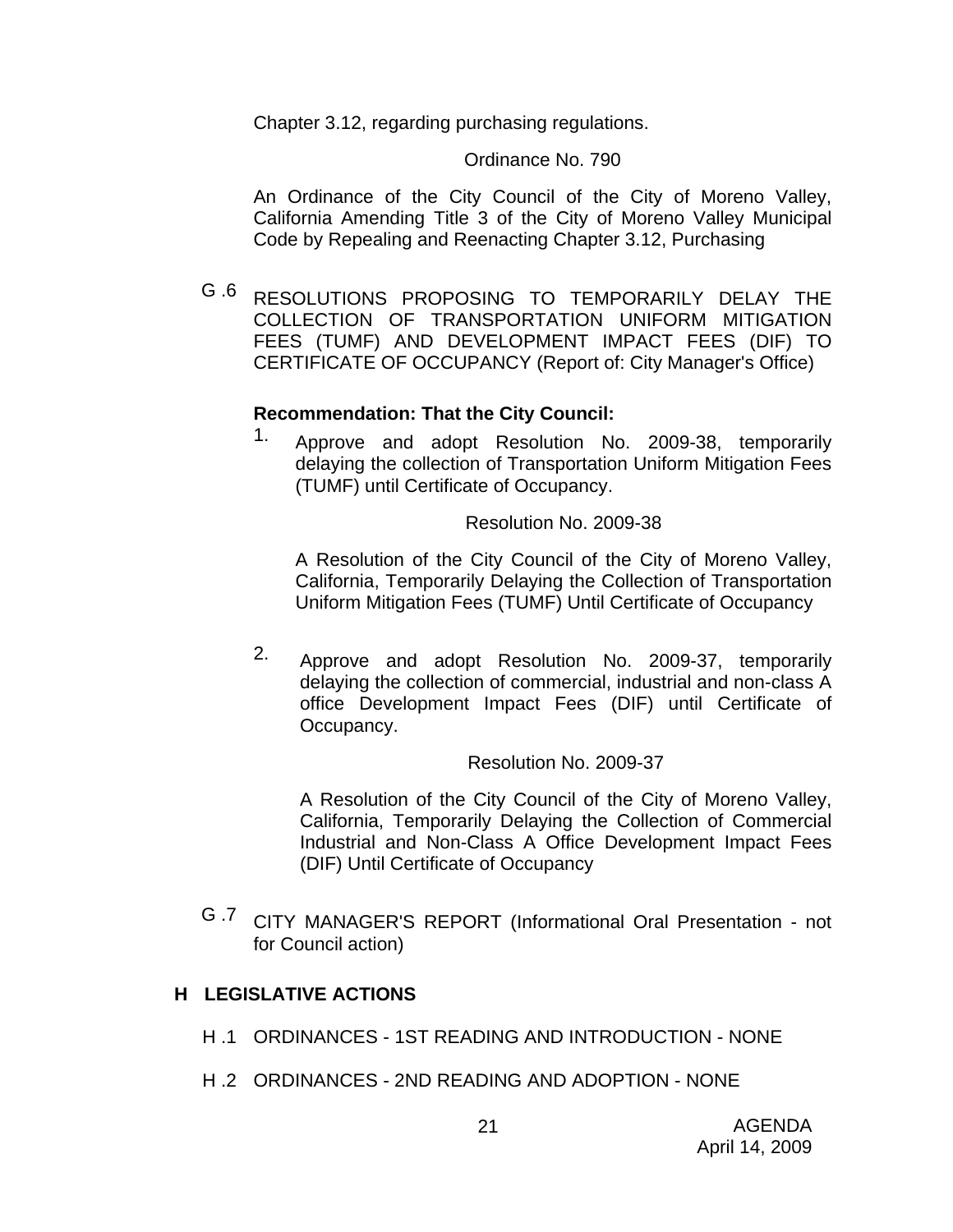Chapter 3.12, regarding purchasing regulations.

Ordinance No. 790

An Ordinance of the City Council of the City of Moreno Valley, California Amending Title 3 of the City of Moreno Valley Municipal Code by Repealing and Reenacting Chapter 3.12, Purchasing

G .6 RESOLUTIONS PROPOSING TO TEMPORARILY DELAY THE COLLECTION OF TRANSPORTATION UNIFORM MITIGATION FEES (TUMF) AND DEVELOPMENT IMPACT FEES (DIF) TO CERTIFICATE OF OCCUPANCY (Report of: City Manager's Office)

**Recommendation: That the City Council:**

1. Approve and adopt Resolution No. 2009-38, temporarily delaying the collection of Transportation Uniform Mitigation Fees (TUMF) until Certificate of Occupancy.

   Resolution No. 2009-38

   A Resolution of the City Council of the City of Moreno Valley, California, Temporarily Delaying the Collection of Transportation Uniform Mitigation Fees (TUMF) Until Certificate of Occupancy

2. Approve and adopt Resolution No. 2009-37, temporarily delaying the collection of commercial, industrial and non-class A office Development Impact Fees (DIF) until Certificate of Occupancy.

   Resolution No. 2009-37

   A Resolution of the City Council of the City of Moreno Valley, California, Temporarily Delaying the Collection of Commercial Industrial and Non-Class A Office Development Impact Fees (DIF) Until Certificate of Occupancy

G .7 CITY MANAGER'S REPORT (Informational Oral Presentation - not for Council action)

## H LEGISLATIVE ACTIONS

H .1 ORDINANCES - 1ST READING AND INTRODUCTION - NONE

H .2 ORDINANCES - 2ND READING AND ADOPTION - NONE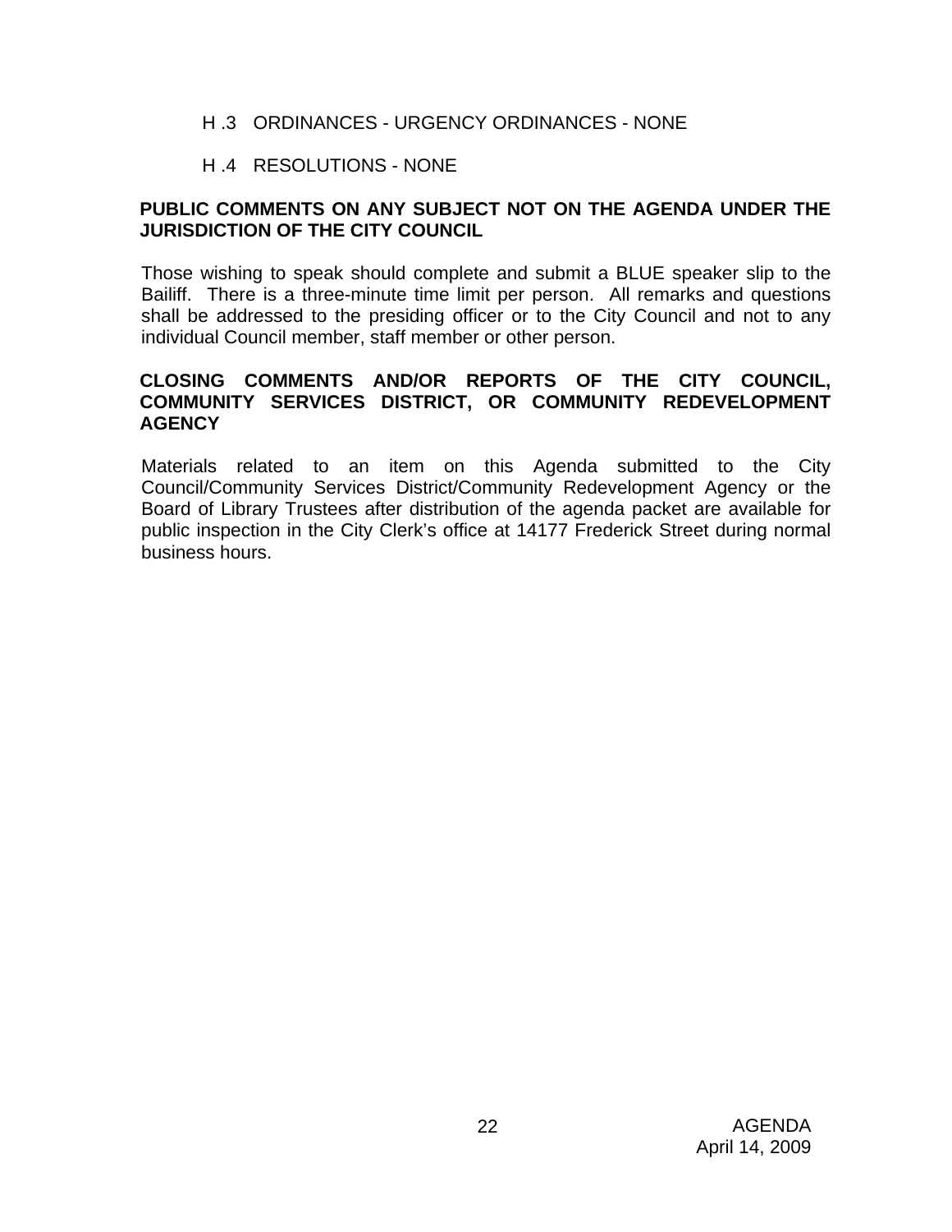H .3 ORDINANCES - URGENCY ORDINANCES - NONE

H .4 RESOLUTIONS - NONE

**PUBLIC COMMENTS ON ANY SUBJECT NOT ON THE AGENDA UNDER THE JURISDICTION OF THE CITY COUNCIL**

Those wishing to speak should complete and submit a BLUE speaker slip to the Bailiff. There is a three-minute time limit per person. All remarks and questions shall be addressed to the presiding officer or to the City Council and not to any individual Council member, staff member or other person.

**CLOSING COMMENTS AND/OR REPORTS OF THE CITY COUNCIL, COMMUNITY SERVICES DISTRICT, OR COMMUNITY REDEVELOPMENT AGENCY**

Materials related to an item on this Agenda submitted to the City Council/Community Services District/Community Redevelopment Agency or the Board of Library Trustees after distribution of the agenda packet are available for public inspection in the City Clerk's office at 14177 Frederick Street during normal business hours.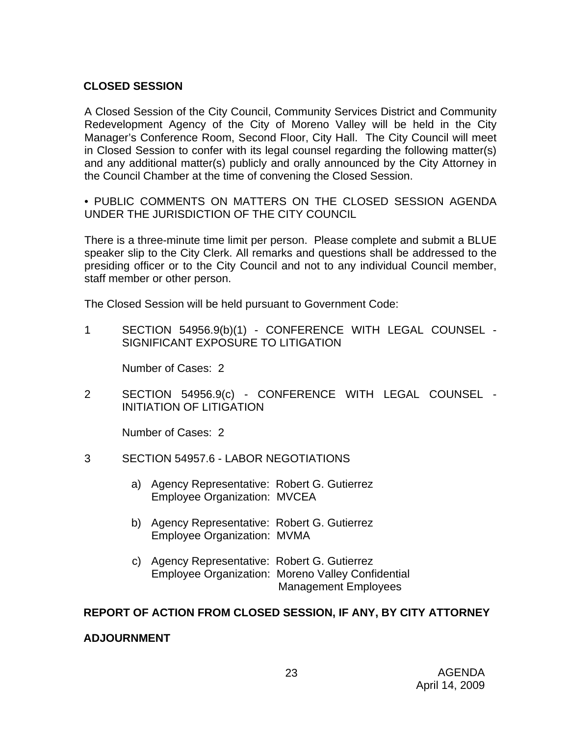## CLOSED SESSION

A Closed Session of the City Council, Community Services District and Community Redevelopment Agency of the City of Moreno Valley will be held in the City Manager's Conference Room, Second Floor, City Hall. The City Council will meet in Closed Session to confer with its legal counsel regarding the following matter(s) and any additional matter(s) publicly and orally announced by the City Attorney in the Council Chamber at the time of convening the Closed Session.

• PUBLIC COMMENTS ON MATTERS ON THE CLOSED SESSION AGENDA UNDER THE JURISDICTION OF THE CITY COUNCIL

There is a three-minute time limit per person. Please complete and submit a BLUE speaker slip to the City Clerk. All remarks and questions shall be addressed to the presiding officer or to the City Council and not to any individual Council member, staff member or other person.

The Closed Session will be held pursuant to Government Code:

1 SECTION 54956.9(b)(1) - CONFERENCE WITH LEGAL COUNSEL - SIGNIFICANT EXPOSURE TO LITIGATION

   Number of Cases: 2

2 SECTION 54956.9(c) - CONFERENCE WITH LEGAL COUNSEL - INITIATION OF LITIGATION

   Number of Cases: 2

3 SECTION 54957.6 - LABOR NEGOTIATIONS

   a) Agency Representative: Robert G. Gutierrez
      Employee Organization: MVCEA

   b) Agency Representative: Robert G. Gutierrez
      Employee Organization: MVMA

   c) Agency Representative: Robert G. Gutierrez
      Employee Organization: Moreno Valley Confidential Management Employees

## REPORT OF ACTION FROM CLOSED SESSION, IF ANY, BY CITY ATTORNEY

## ADJOURNMENT